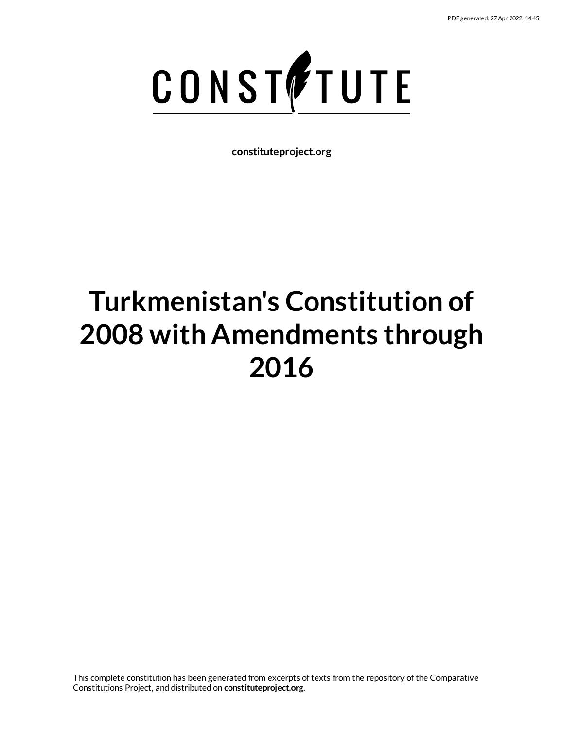# CONSTITUTE

**constituteproject.org**

# Turkmenistan's Constitution of 2008 with Amendments through 2016

This complete constitution has been generated from excerpts of texts from the repository of the Comparative Constitutions Project, and distributed on **constituteproject.org**.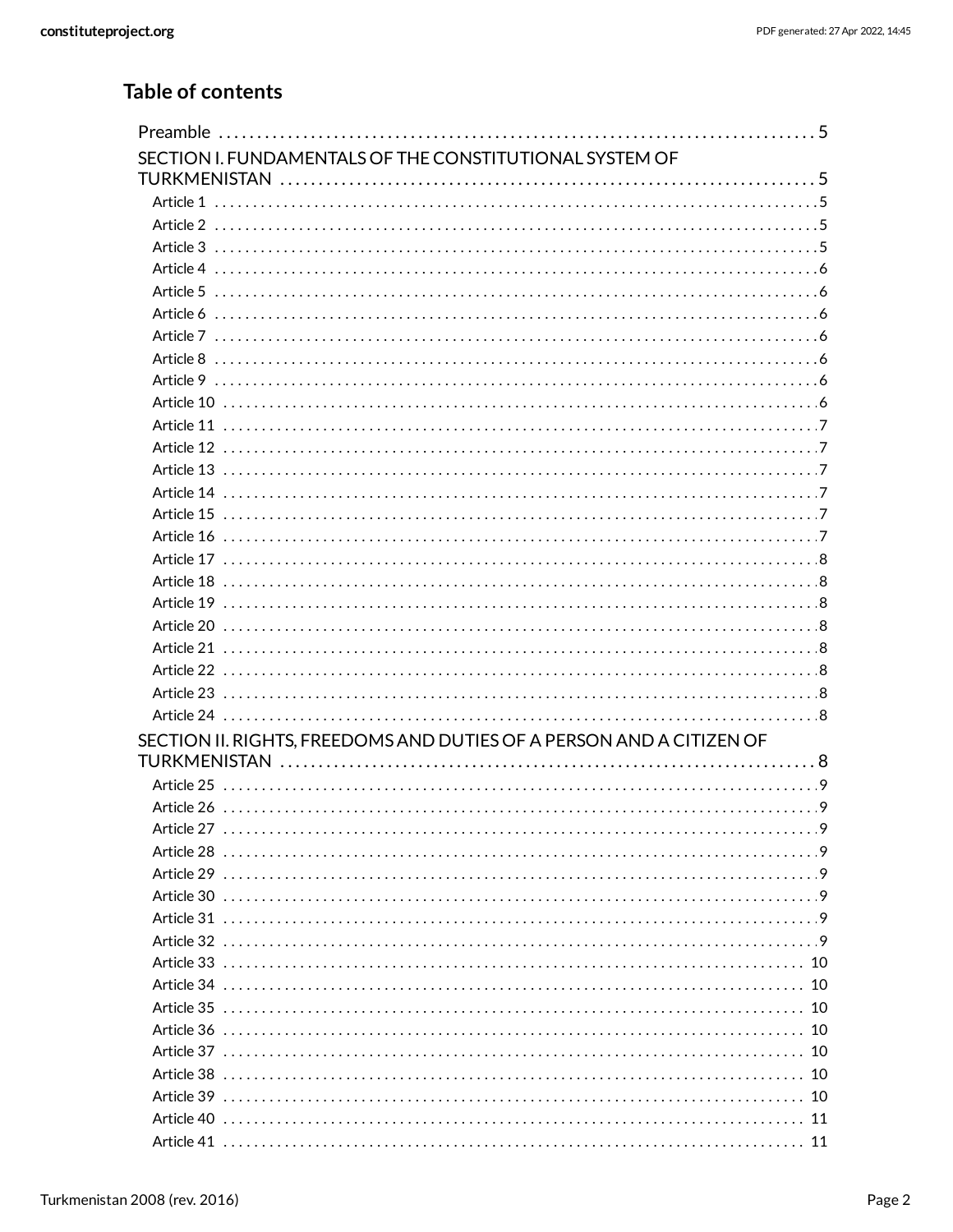## Table of contents

Preamble ........................................................................... 5

SECTION I. FUNDAMENTALS OF THE CONSTITUTIONAL SYSTEM OF TURKMENISTAN ........................................................................... 5

- Article 1 ........................................................................... 5
- Article 2 ........................................................................... 5
- Article 3 ........................................................................... 5
- Article 4 ........................................................................... 6
- Article 5 ........................................................................... 6
- Article 6 ........................................................................... 6
- Article 7 ........................................................................... 6
- Article 8 ........................................................................... 6
- Article 9 ........................................................................... 6
- Article 10 ........................................................................... 6
- Article 11 ........................................................................... 7
- Article 12 ........................................................................... 7
- Article 13 ........................................................................... 7
- Article 14 ........................................................................... 7
- Article 15 ........................................................................... 7
- Article 16 ........................................................................... 7
- Article 17 ........................................................................... 8
- Article 18 ........................................................................... 8
- Article 19 ........................................................................... 8
- Article 20 ........................................................................... 8
- Article 21 ........................................................................... 8
- Article 22 ........................................................................... 8
- Article 23 ........................................................................... 8
- Article 24 ........................................................................... 8

SECTION II. RIGHTS, FREEDOMS AND DUTIES OF A PERSON AND A CITIZEN OF TURKMENISTAN ........................................................................... 8

- Article 25 ........................................................................... 9
- Article 26 ........................................................................... 9
- Article 27 ........................................................................... 9
- Article 28 ........................................................................... 9
- Article 29 ........................................................................... 9
- Article 30 ........................................................................... 9
- Article 31 ........................................................................... 9
- Article 32 ........................................................................... 9
- Article 33 ........................................................................... 10
- Article 34 ........................................................................... 10
- Article 35 ........................................................................... 10
- Article 36 ........................................................................... 10
- Article 37 ........................................................................... 10
- Article 38 ........................................................................... 10
- Article 39 ........................................................................... 10
- Article 40 ........................................................................... 11
- Article 41 ........................................................................... 11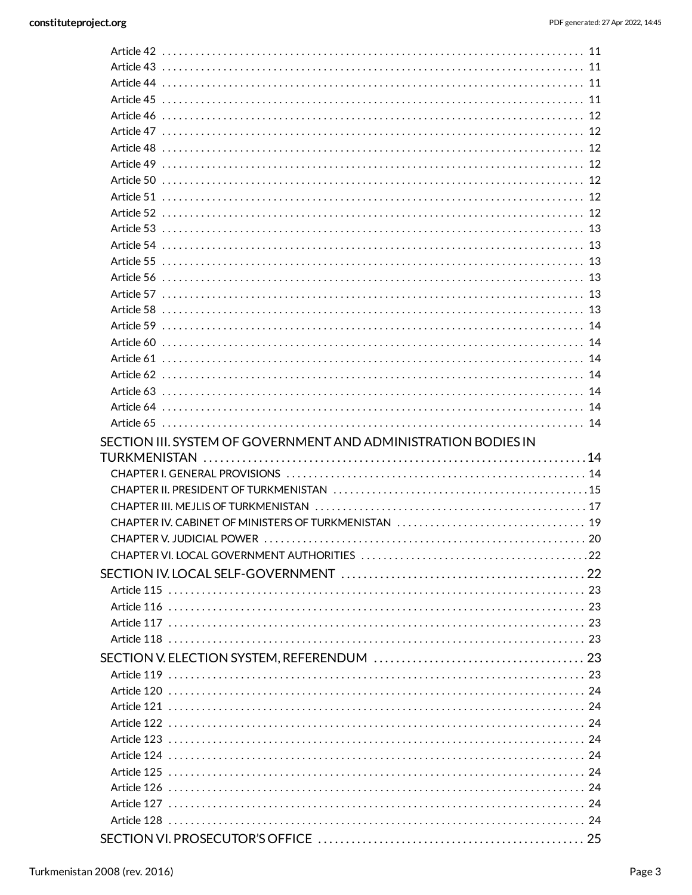Article 42 . . . . . . . . . . . . . . . . . . . . . . . . . . . . . . . . . . . . . . . . . . . . . . . . . . . . . . . . . . . . . . . . . . . . . . . . 11
Article 43 . . . . . . . . . . . . . . . . . . . . . . . . . . . . . . . . . . . . . . . . . . . . . . . . . . . . . . . . . . . . . . . . . . . . . . . . 11
Article 44 . . . . . . . . . . . . . . . . . . . . . . . . . . . . . . . . . . . . . . . . . . . . . . . . . . . . . . . . . . . . . . . . . . . . . . . . 11
Article 45 . . . . . . . . . . . . . . . . . . . . . . . . . . . . . . . . . . . . . . . . . . . . . . . . . . . . . . . . . . . . . . . . . . . . . . . . 11
Article 46 . . . . . . . . . . . . . . . . . . . . . . . . . . . . . . . . . . . . . . . . . . . . . . . . . . . . . . . . . . . . . . . . . . . . . . . . 12
Article 47 . . . . . . . . . . . . . . . . . . . . . . . . . . . . . . . . . . . . . . . . . . . . . . . . . . . . . . . . . . . . . . . . . . . . . . . . 12
Article 48 . . . . . . . . . . . . . . . . . . . . . . . . . . . . . . . . . . . . . . . . . . . . . . . . . . . . . . . . . . . . . . . . . . . . . . . . 12
Article 49 . . . . . . . . . . . . . . . . . . . . . . . . . . . . . . . . . . . . . . . . . . . . . . . . . . . . . . . . . . . . . . . . . . . . . . . . 12
Article 50 . . . . . . . . . . . . . . . . . . . . . . . . . . . . . . . . . . . . . . . . . . . . . . . . . . . . . . . . . . . . . . . . . . . . . . . . 12
Article 51 . . . . . . . . . . . . . . . . . . . . . . . . . . . . . . . . . . . . . . . . . . . . . . . . . . . . . . . . . . . . . . . . . . . . . . . . 12
Article 52 . . . . . . . . . . . . . . . . . . . . . . . . . . . . . . . . . . . . . . . . . . . . . . . . . . . . . . . . . . . . . . . . . . . . . . . . 12
Article 53 . . . . . . . . . . . . . . . . . . . . . . . . . . . . . . . . . . . . . . . . . . . . . . . . . . . . . . . . . . . . . . . . . . . . . . . . 13
Article 54 . . . . . . . . . . . . . . . . . . . . . . . . . . . . . . . . . . . . . . . . . . . . . . . . . . . . . . . . . . . . . . . . . . . . . . . . 13
Article 55 . . . . . . . . . . . . . . . . . . . . . . . . . . . . . . . . . . . . . . . . . . . . . . . . . . . . . . . . . . . . . . . . . . . . . . . . 13
Article 56 . . . . . . . . . . . . . . . . . . . . . . . . . . . . . . . . . . . . . . . . . . . . . . . . . . . . . . . . . . . . . . . . . . . . . . . . 13
Article 57 . . . . . . . . . . . . . . . . . . . . . . . . . . . . . . . . . . . . . . . . . . . . . . . . . . . . . . . . . . . . . . . . . . . . . . . . 13
Article 58 . . . . . . . . . . . . . . . . . . . . . . . . . . . . . . . . . . . . . . . . . . . . . . . . . . . . . . . . . . . . . . . . . . . . . . . . 13
Article 59 . . . . . . . . . . . . . . . . . . . . . . . . . . . . . . . . . . . . . . . . . . . . . . . . . . . . . . . . . . . . . . . . . . . . . . . . 14
Article 60 . . . . . . . . . . . . . . . . . . . . . . . . . . . . . . . . . . . . . . . . . . . . . . . . . . . . . . . . . . . . . . . . . . . . . . . . 14
Article 61 . . . . . . . . . . . . . . . . . . . . . . . . . . . . . . . . . . . . . . . . . . . . . . . . . . . . . . . . . . . . . . . . . . . . . . . . 14
Article 62 . . . . . . . . . . . . . . . . . . . . . . . . . . . . . . . . . . . . . . . . . . . . . . . . . . . . . . . . . . . . . . . . . . . . . . . . 14
Article 63 . . . . . . . . . . . . . . . . . . . . . . . . . . . . . . . . . . . . . . . . . . . . . . . . . . . . . . . . . . . . . . . . . . . . . . . . 14
Article 64 . . . . . . . . . . . . . . . . . . . . . . . . . . . . . . . . . . . . . . . . . . . . . . . . . . . . . . . . . . . . . . . . . . . . . . . . 14
Article 65 . . . . . . . . . . . . . . . . . . . . . . . . . . . . . . . . . . . . . . . . . . . . . . . . . . . . . . . . . . . . . . . . . . . . . . . . 14

SECTION III. SYSTEM OF GOVERNMENT AND ADMINISTRATION BODIES IN TURKMENISTAN . . . . . . . . . . . . . . . . . . . . . . . . . . . . . . . . . . . . . . . . . . . . . . . . . . . . . 14

CHAPTER I. GENERAL PROVISIONS . . . . . . . . . . . . . . . . . . . . . . . . . . . . . . . . . . . . . . . . . . . . . . . . . . . . . 14
CHAPTER II. PRESIDENT OF TURKMENISTAN . . . . . . . . . . . . . . . . . . . . . . . . . . . . . . . . . . . . . . . . . . . . . 15
CHAPTER III. MEJLIS OF TURKMENISTAN . . . . . . . . . . . . . . . . . . . . . . . . . . . . . . . . . . . . . . . . . . . . . . . . 17
CHAPTER IV. CABINET OF MINISTERS OF TURKMENISTAN . . . . . . . . . . . . . . . . . . . . . . . . . . . . . . . . . . 19
CHAPTER V. JUDICIAL POWER . . . . . . . . . . . . . . . . . . . . . . . . . . . . . . . . . . . . . . . . . . . . . . . . . . . . . . . . . . 20
CHAPTER VI. LOCAL GOVERNMENT AUTHORITIES . . . . . . . . . . . . . . . . . . . . . . . . . . . . . . . . . . . . . . . . 22

SECTION IV. LOCAL SELF-GOVERNMENT . . . . . . . . . . . . . . . . . . . . . . . . . . . . . . . . . . . . . . . . . . 22

Article 115 . . . . . . . . . . . . . . . . . . . . . . . . . . . . . . . . . . . . . . . . . . . . . . . . . . . . . . . . . . . . . . . . . . . . . . . 23
Article 116 . . . . . . . . . . . . . . . . . . . . . . . . . . . . . . . . . . . . . . . . . . . . . . . . . . . . . . . . . . . . . . . . . . . . . . . 23
Article 117 . . . . . . . . . . . . . . . . . . . . . . . . . . . . . . . . . . . . . . . . . . . . . . . . . . . . . . . . . . . . . . . . . . . . . . . 23
Article 118 . . . . . . . . . . . . . . . . . . . . . . . . . . . . . . . . . . . . . . . . . . . . . . . . . . . . . . . . . . . . . . . . . . . . . . . 23

SECTION V. ELECTION SYSTEM, REFERENDUM . . . . . . . . . . . . . . . . . . . . . . . . . . . . . . . . . . . . 23

Article 119 . . . . . . . . . . . . . . . . . . . . . . . . . . . . . . . . . . . . . . . . . . . . . . . . . . . . . . . . . . . . . . . . . . . . . . . 23
Article 120 . . . . . . . . . . . . . . . . . . . . . . . . . . . . . . . . . . . . . . . . . . . . . . . . . . . . . . . . . . . . . . . . . . . . . . . 24
Article 121 . . . . . . . . . . . . . . . . . . . . . . . . . . . . . . . . . . . . . . . . . . . . . . . . . . . . . . . . . . . . . . . . . . . . . . . 24
Article 122 . . . . . . . . . . . . . . . . . . . . . . . . . . . . . . . . . . . . . . . . . . . . . . . . . . . . . . . . . . . . . . . . . . . . . . . 24
Article 123 . . . . . . . . . . . . . . . . . . . . . . . . . . . . . . . . . . . . . . . . . . . . . . . . . . . . . . . . . . . . . . . . . . . . . . . 24
Article 124 . . . . . . . . . . . . . . . . . . . . . . . . . . . . . . . . . . . . . . . . . . . . . . . . . . . . . . . . . . . . . . . . . . . . . . . 24
Article 125 . . . . . . . . . . . . . . . . . . . . . . . . . . . . . . . . . . . . . . . . . . . . . . . . . . . . . . . . . . . . . . . . . . . . . . . 24
Article 126 . . . . . . . . . . . . . . . . . . . . . . . . . . . . . . . . . . . . . . . . . . . . . . . . . . . . . . . . . . . . . . . . . . . . . . . 24
Article 127 . . . . . . . . . . . . . . . . . . . . . . . . . . . . . . . . . . . . . . . . . . . . . . . . . . . . . . . . . . . . . . . . . . . . . . . 24
Article 128 . . . . . . . . . . . . . . . . . . . . . . . . . . . . . . . . . . . . . . . . . . . . . . . . . . . . . . . . . . . . . . . . . . . . . . . 24

SECTION VI. PROSECUTOR'S OFFICE . . . . . . . . . . . . . . . . . . . . . . . . . . . . . . . . . . . . . . . . . . . . . . 25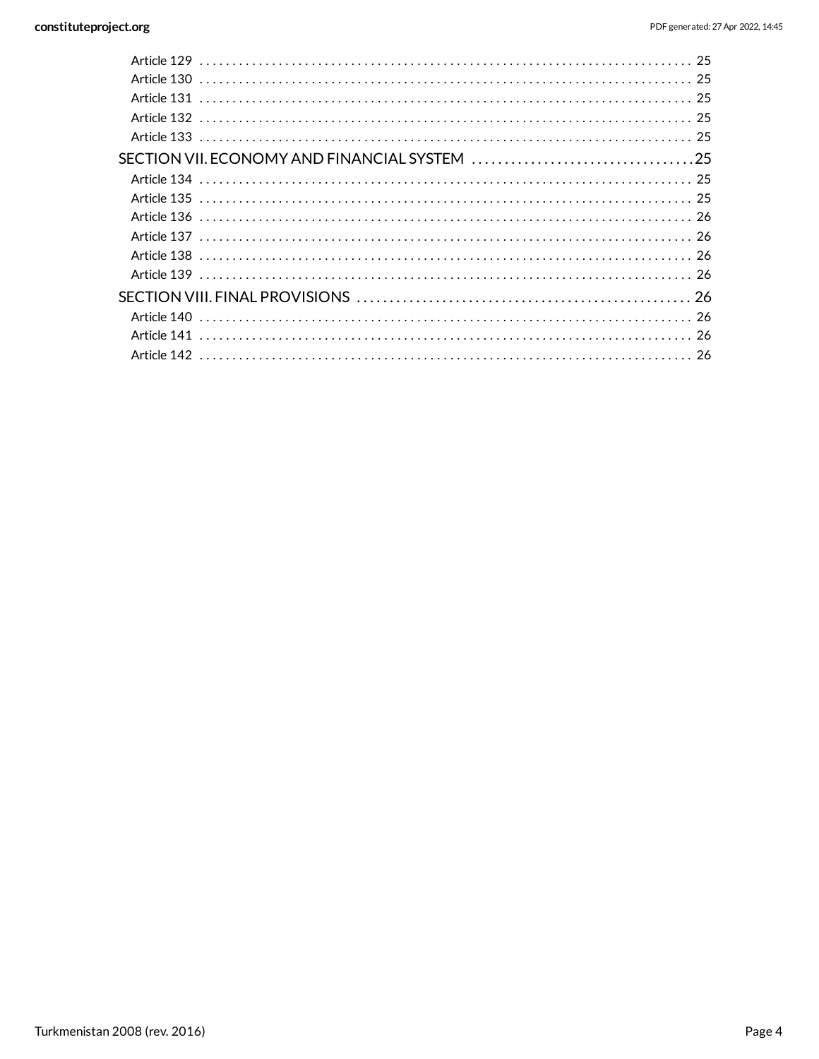Article 129 . . . . . . . . . . 25
Article 130 . . . . . . . . . . 25
Article 131 . . . . . . . . . . 25
Article 132 . . . . . . . . . . 25
Article 133 . . . . . . . . . . 25

SECTION VII. ECONOMY AND FINANCIAL SYSTEM . . . . . . . . . . 25

Article 134 . . . . . . . . . . 25
Article 135 . . . . . . . . . . 25
Article 136 . . . . . . . . . . 26
Article 137 . . . . . . . . . . 26
Article 138 . . . . . . . . . . 26
Article 139 . . . . . . . . . . 26

SECTION VIII. FINAL PROVISIONS . . . . . . . . . . 26

Article 140 . . . . . . . . . . 26
Article 141 . . . . . . . . . . 26
Article 142 . . . . . . . . . . 26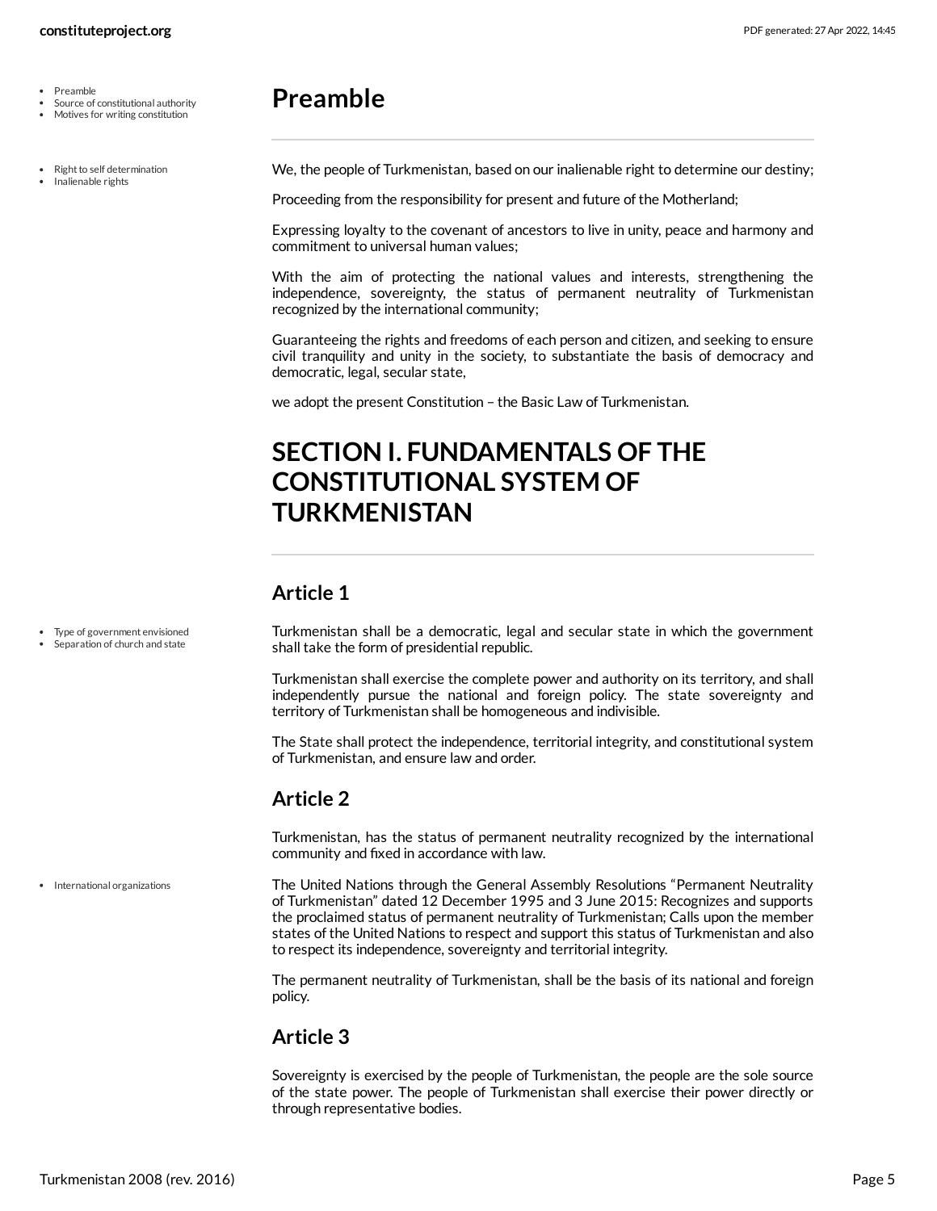# Preamble

We, the people of Turkmenistan, based on our inalienable right to determine our destiny;

Proceeding from the responsibility for present and future of the Motherland;

Expressing loyalty to the covenant of ancestors to live in unity, peace and harmony and commitment to universal human values;

With the aim of protecting the national values and interests, strengthening the independence, sovereignty, the status of permanent neutrality of Turkmenistan recognized by the international community;

Guaranteeing the rights and freedoms of each person and citizen, and seeking to ensure civil tranquility and unity in the society, to substantiate the basis of democracy and democratic, legal, secular state,

we adopt the present Constitution – the Basic Law of Turkmenistan.

# SECTION I. FUNDAMENTALS OF THE CONSTITUTIONAL SYSTEM OF TURKMENISTAN

## Article 1

Turkmenistan shall be a democratic, legal and secular state in which the government shall take the form of presidential republic.

Turkmenistan shall exercise the complete power and authority on its territory, and shall independently pursue the national and foreign policy. The state sovereignty and territory of Turkmenistan shall be homogeneous and indivisible.

The State shall protect the independence, territorial integrity, and constitutional system of Turkmenistan, and ensure law and order.

## Article 2

Turkmenistan, has the status of permanent neutrality recognized by the international community and fixed in accordance with law.

The United Nations through the General Assembly Resolutions "Permanent Neutrality of Turkmenistan" dated 12 December 1995 and 3 June 2015: Recognizes and supports the proclaimed status of permanent neutrality of Turkmenistan; Calls upon the member states of the United Nations to respect and support this status of Turkmenistan and also to respect its independence, sovereignty and territorial integrity.

The permanent neutrality of Turkmenistan, shall be the basis of its national and foreign policy.

## Article 3

Sovereignty is exercised by the people of Turkmenistan, the people are the sole source of the state power. The people of Turkmenistan shall exercise their power directly or through representative bodies.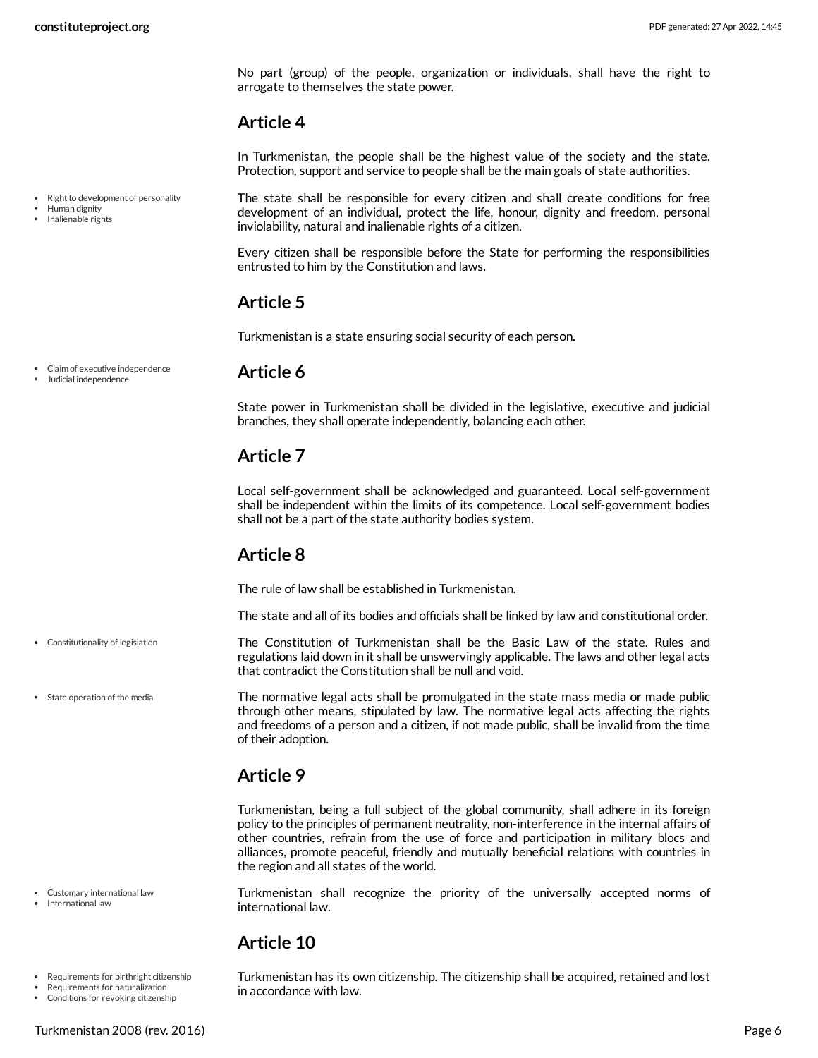No part (group) of the people, organization or individuals, shall have the right to arrogate to themselves the state power.

## Article 4

In Turkmenistan, the people shall be the highest value of the society and the state. Protection, support and service to people shall be the main goals of state authorities.

- Right to development of personality
- Human dignity
- Inalienable rights

The state shall be responsible for every citizen and shall create conditions for free development of an individual, protect the life, honour, dignity and freedom, personal inviolability, natural and inalienable rights of a citizen.

Every citizen shall be responsible before the State for performing the responsibilities entrusted to him by the Constitution and laws.

## Article 5

Turkmenistan is a state ensuring social security of each person.

- Claim of executive independence
- Judicial independence

## Article 6

State power in Turkmenistan shall be divided in the legislative, executive and judicial branches, they shall operate independently, balancing each other.

## Article 7

Local self-government shall be acknowledged and guaranteed. Local self-government shall be independent within the limits of its competence. Local self-government bodies shall not be a part of the state authority bodies system.

## Article 8

The rule of law shall be established in Turkmenistan.

The state and all of its bodies and officials shall be linked by law and constitutional order.

- Constitutionality of legislation

The Constitution of Turkmenistan shall be the Basic Law of the state. Rules and regulations laid down in it shall be unswervingly applicable. The laws and other legal acts that contradict the Constitution shall be null and void.

- State operation of the media

The normative legal acts shall be promulgated in the state mass media or made public through other means, stipulated by law. The normative legal acts affecting the rights and freedoms of a person and a citizen, if not made public, shall be invalid from the time of their adoption.

## Article 9

Turkmenistan, being a full subject of the global community, shall adhere in its foreign policy to the principles of permanent neutrality, non-interference in the internal affairs of other countries, refrain from the use of force and participation in military blocs and alliances, promote peaceful, friendly and mutually beneficial relations with countries in the region and all states of the world.

- Customary international law
- International law

Turkmenistan shall recognize the priority of the universally accepted norms of international law.

## Article 10

- Requirements for birthright citizenship
- Requirements for naturalization
- Conditions for revoking citizenship

Turkmenistan has its own citizenship. The citizenship shall be acquired, retained and lost in accordance with law.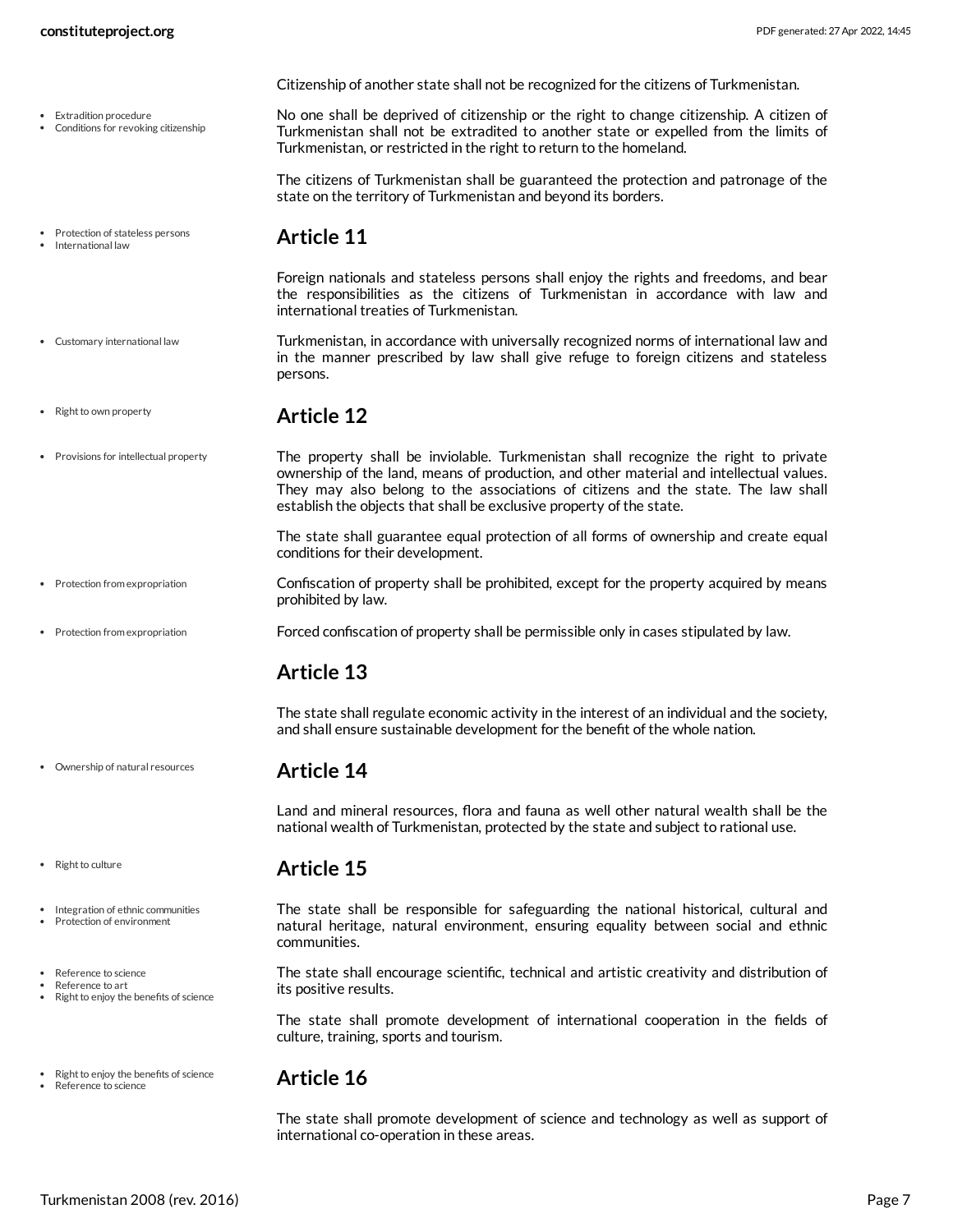Citizenship of another state shall not be recognized for the citizens of Turkmenistan.

- Extradition procedure
- Conditions for revoking citizenship

No one shall be deprived of citizenship or the right to change citizenship. A citizen of Turkmenistan shall not be extradited to another state or expelled from the limits of Turkmenistan, or restricted in the right to return to the homeland.

The citizens of Turkmenistan shall be guaranteed the protection and patronage of the state on the territory of Turkmenistan and beyond its borders.

- Protection of stateless persons
- International law

## Article 11

Foreign nationals and stateless persons shall enjoy the rights and freedoms, and bear the responsibilities as the citizens of Turkmenistan in accordance with law and international treaties of Turkmenistan.

- Customary international law

Turkmenistan, in accordance with universally recognized norms of international law and in the manner prescribed by law shall give refuge to foreign citizens and stateless persons.

- Right to own property

## Article 12

- Provisions for intellectual property

The property shall be inviolable. Turkmenistan shall recognize the right to private ownership of the land, means of production, and other material and intellectual values. They may also belong to the associations of citizens and the state. The law shall establish the objects that shall be exclusive property of the state.

The state shall guarantee equal protection of all forms of ownership and create equal conditions for their development.

- Protection from expropriation

Confiscation of property shall be prohibited, except for the property acquired by means prohibited by law.

- Protection from expropriation

Forced confiscation of property shall be permissible only in cases stipulated by law.

## Article 13

The state shall regulate economic activity in the interest of an individual and the society, and shall ensure sustainable development for the benefit of the whole nation.

- Ownership of natural resources

## Article 14

Land and mineral resources, flora and fauna as well other natural wealth shall be the national wealth of Turkmenistan, protected by the state and subject to rational use.

- Right to culture

## Article 15

- Integration of ethnic communities
- Protection of environment

The state shall be responsible for safeguarding the national historical, cultural and natural heritage, natural environment, ensuring equality between social and ethnic communities.

- Reference to science
- Reference to art
- Right to enjoy the benefits of science

The state shall encourage scientific, technical and artistic creativity and distribution of its positive results.

The state shall promote development of international cooperation in the fields of culture, training, sports and tourism.

- Right to enjoy the benefits of science
- Reference to science

## Article 16

The state shall promote development of science and technology as well as support of international co-operation in these areas.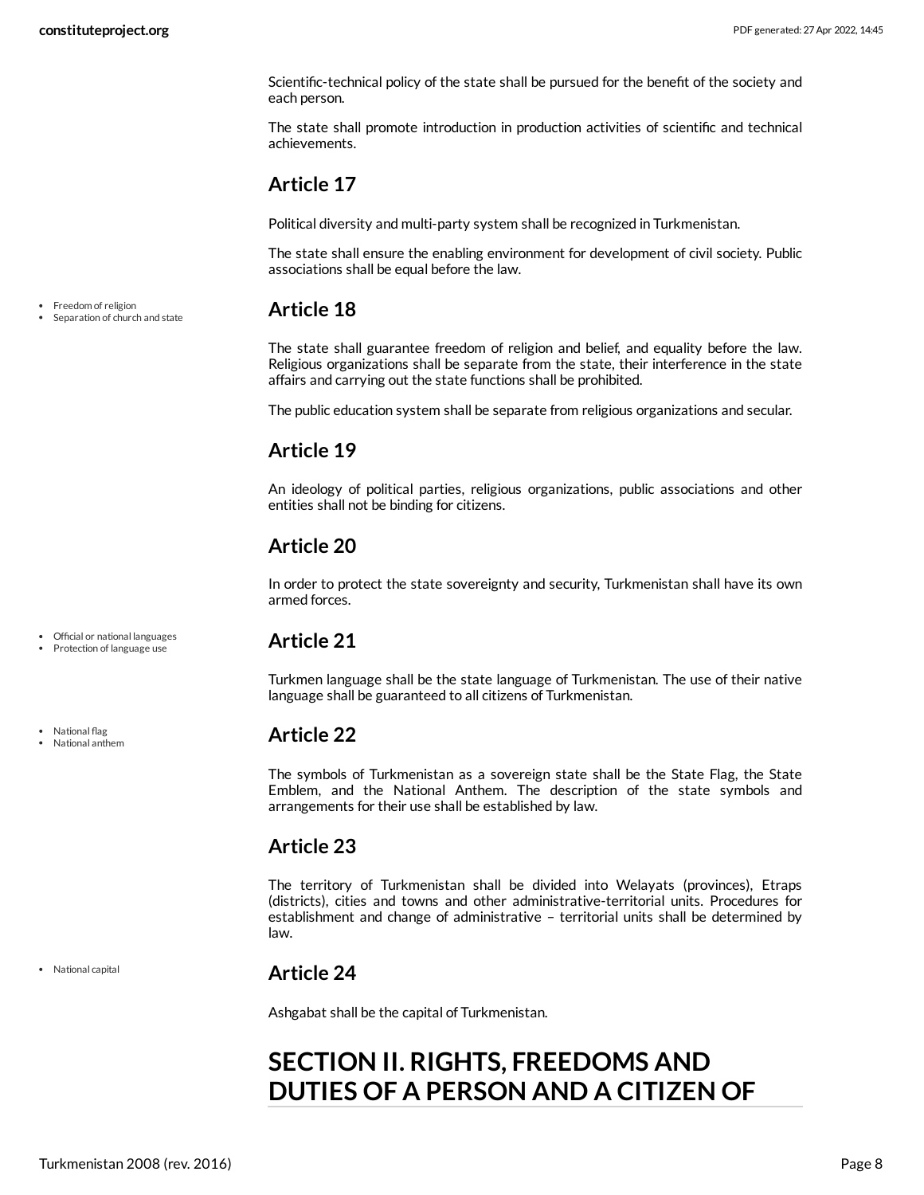Scientific-technical policy of the state shall be pursued for the benefit of the society and each person.

The state shall promote introduction in production activities of scientific and technical achievements.

## Article 17

Political diversity and multi-party system shall be recognized in Turkmenistan.

The state shall ensure the enabling environment for development of civil society. Public associations shall be equal before the law.

- Freedom of religion
- Separation of church and state

## Article 18

The state shall guarantee freedom of religion and belief, and equality before the law. Religious organizations shall be separate from the state, their interference in the state affairs and carrying out the state functions shall be prohibited.

The public education system shall be separate from religious organizations and secular.

## Article 19

An ideology of political parties, religious organizations, public associations and other entities shall not be binding for citizens.

## Article 20

In order to protect the state sovereignty and security, Turkmenistan shall have its own armed forces.

- Official or national languages
- Protection of language use

## Article 21

Turkmen language shall be the state language of Turkmenistan. The use of their native language shall be guaranteed to all citizens of Turkmenistan.

- National flag
- National anthem

## Article 22

The symbols of Turkmenistan as a sovereign state shall be the State Flag, the State Emblem, and the National Anthem. The description of the state symbols and arrangements for their use shall be established by law.

## Article 23

The territory of Turkmenistan shall be divided into Welayats (provinces), Etraps (districts), cities and towns and other administrative-territorial units. Procedures for establishment and change of administrative – territorial units shall be determined by law.

- National capital

## Article 24

Ashgabat shall be the capital of Turkmenistan.

# SECTION II. RIGHTS, FREEDOMS AND DUTIES OF A PERSON AND A CITIZEN OF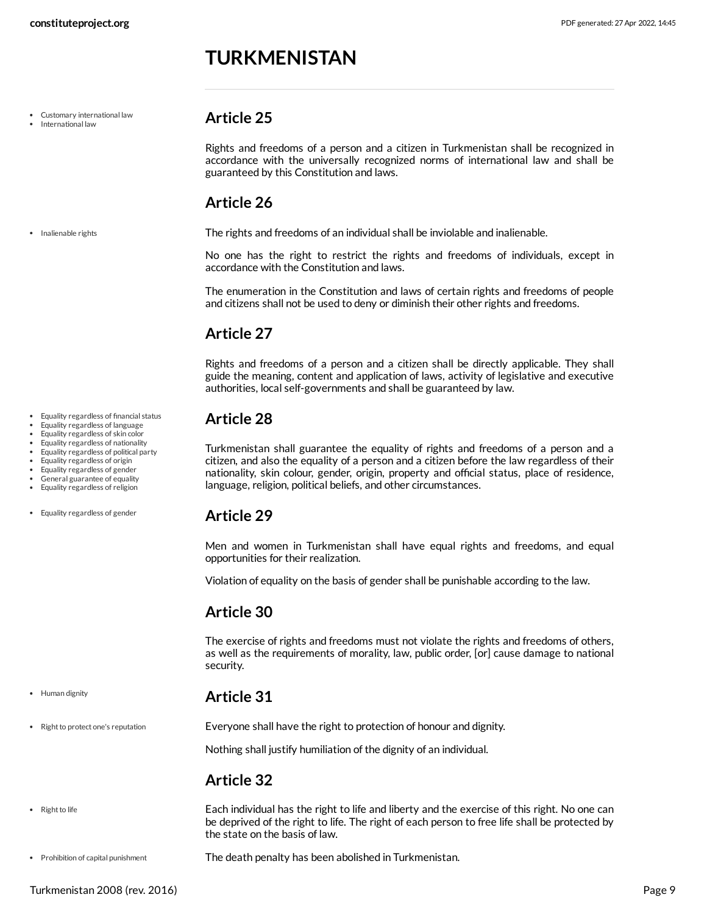## Article 25

Rights and freedoms of a person and a citizen in Turkmenistan shall be recognized in accordance with the universally recognized norms of international law and shall be guaranteed by this Constitution and laws.

## Article 26

The rights and freedoms of an individual shall be inviolable and inalienable.

No one has the right to restrict the rights and freedoms of individuals, except in accordance with the Constitution and laws.

The enumeration in the Constitution and laws of certain rights and freedoms of people and citizens shall not be used to deny or diminish their other rights and freedoms.

## Article 27

Rights and freedoms of a person and a citizen shall be directly applicable. They shall guide the meaning, content and application of laws, activity of legislative and executive authorities, local self-governments and shall be guaranteed by law.

## Article 28

Turkmenistan shall guarantee the equality of rights and freedoms of a person and a citizen, and also the equality of a person and a citizen before the law regardless of their nationality, skin colour, gender, origin, property and official status, place of residence, language, religion, political beliefs, and other circumstances.

## Article 29

Men and women in Turkmenistan shall have equal rights and freedoms, and equal opportunities for their realization.

Violation of equality on the basis of gender shall be punishable according to the law.

## Article 30

The exercise of rights and freedoms must not violate the rights and freedoms of others, as well as the requirements of morality, law, public order, [or] cause damage to national security.

## Article 31

Everyone shall have the right to protection of honour and dignity.

Nothing shall justify humiliation of the dignity of an individual.

## Article 32

Each individual has the right to life and liberty and the exercise of this right. No one can be deprived of the right to life. The right of each person to free life shall be protected by the state on the basis of law.

The death penalty has been abolished in Turkmenistan.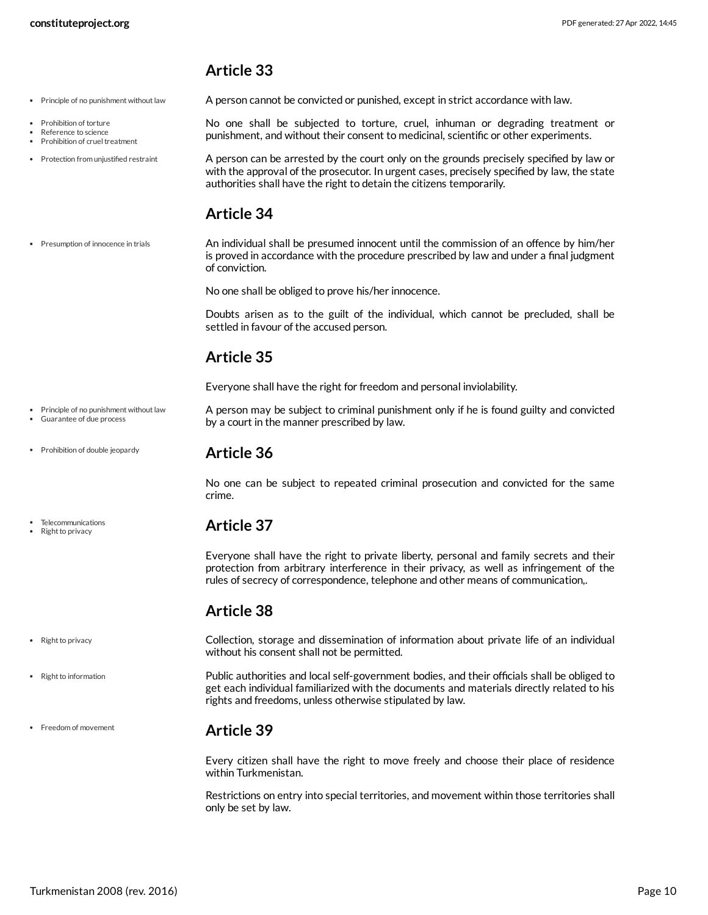## Article 33

- Principle of no punishment without law

A person cannot be convicted or punished, except in strict accordance with law.

- Prohibition of torture
- Reference to science
- Prohibition of cruel treatment

No one shall be subjected to torture, cruel, inhuman or degrading treatment or punishment, and without their consent to medicinal, scientific or other experiments.

- Protection from unjustified restraint

A person can be arrested by the court only on the grounds precisely specified by law or with the approval of the prosecutor. In urgent cases, precisely specified by law, the state authorities shall have the right to detain the citizens temporarily.

## Article 34

- Presumption of innocence in trials

An individual shall be presumed innocent until the commission of an offence by him/her is proved in accordance with the procedure prescribed by law and under a final judgment of conviction.

No one shall be obliged to prove his/her innocence.

Doubts arisen as to the guilt of the individual, which cannot be precluded, shall be settled in favour of the accused person.

## Article 35

Everyone shall have the right for freedom and personal inviolability.

- Principle of no punishment without law
- Guarantee of due process

A person may be subject to criminal punishment only if he is found guilty and convicted by a court in the manner prescribed by law.

- Prohibition of double jeopardy

## Article 36

No one can be subject to repeated criminal prosecution and convicted for the same crime.

- Telecommunications
- Right to privacy

## Article 37

Everyone shall have the right to private liberty, personal and family secrets and their protection from arbitrary interference in their privacy, as well as infringement of the rules of secrecy of correspondence, telephone and other means of communication,.

## Article 38

- Right to privacy

Collection, storage and dissemination of information about private life of an individual without his consent shall not be permitted.

- Right to information

Public authorities and local self-government bodies, and their officials shall be obliged to get each individual familiarized with the documents and materials directly related to his rights and freedoms, unless otherwise stipulated by law.

- Freedom of movement

## Article 39

Every citizen shall have the right to move freely and choose their place of residence within Turkmenistan.

Restrictions on entry into special territories, and movement within those territories shall only be set by law.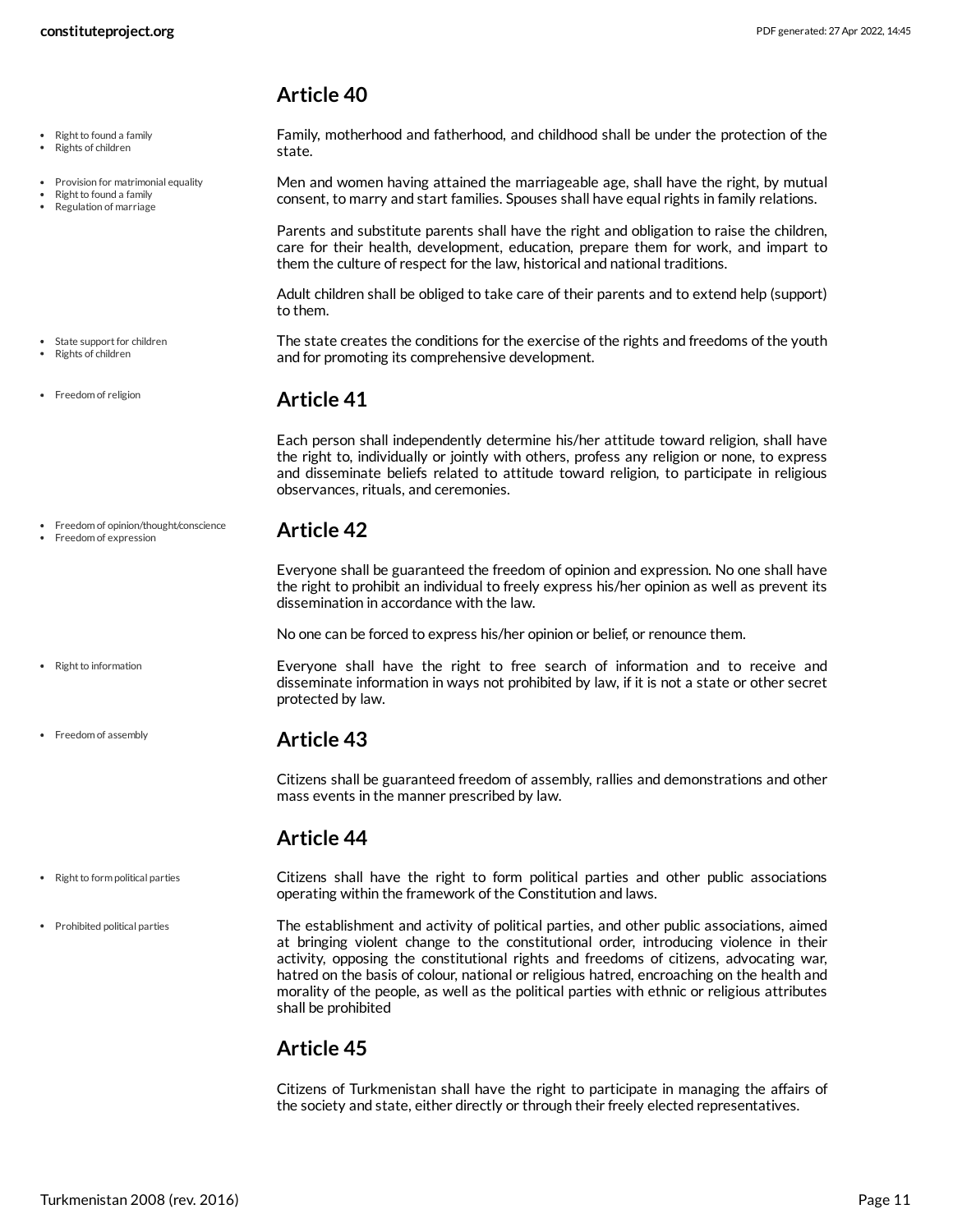## Article 40

- Right to found a family
- Rights of children

Family, motherhood and fatherhood, and childhood shall be under the protection of the state.

- Provision for matrimonial equality
- Right to found a family
- Regulation of marriage

Men and women having attained the marriageable age, shall have the right, by mutual consent, to marry and start families. Spouses shall have equal rights in family relations.

Parents and substitute parents shall have the right and obligation to raise the children, care for their health, development, education, prepare them for work, and impart to them the culture of respect for the law, historical and national traditions.

Adult children shall be obliged to take care of their parents and to extend help (support) to them.

- State support for children
- Rights of children

The state creates the conditions for the exercise of the rights and freedoms of the youth and for promoting its comprehensive development.

- Freedom of religion

## Article 41

Each person shall independently determine his/her attitude toward religion, shall have the right to, individually or jointly with others, profess any religion or none, to express and disseminate beliefs related to attitude toward religion, to participate in religious observances, rituals, and ceremonies.

- Freedom of opinion/thought/conscience
- Freedom of expression

## Article 42

Everyone shall be guaranteed the freedom of opinion and expression. No one shall have the right to prohibit an individual to freely express his/her opinion as well as prevent its dissemination in accordance with the law.

No one can be forced to express his/her opinion or belief, or renounce them.

- Right to information

Everyone shall have the right to free search of information and to receive and disseminate information in ways not prohibited by law, if it is not a state or other secret protected by law.

- Freedom of assembly

## Article 43

Citizens shall be guaranteed freedom of assembly, rallies and demonstrations and other mass events in the manner prescribed by law.

## Article 44

- Right to form political parties

Citizens shall have the right to form political parties and other public associations operating within the framework of the Constitution and laws.

- Prohibited political parties

The establishment and activity of political parties, and other public associations, aimed at bringing violent change to the constitutional order, introducing violence in their activity, opposing the constitutional rights and freedoms of citizens, advocating war, hatred on the basis of colour, national or religious hatred, encroaching on the health and morality of the people, as well as the political parties with ethnic or religious attributes shall be prohibited

## Article 45

Citizens of Turkmenistan shall have the right to participate in managing the affairs of the society and state, either directly or through their freely elected representatives.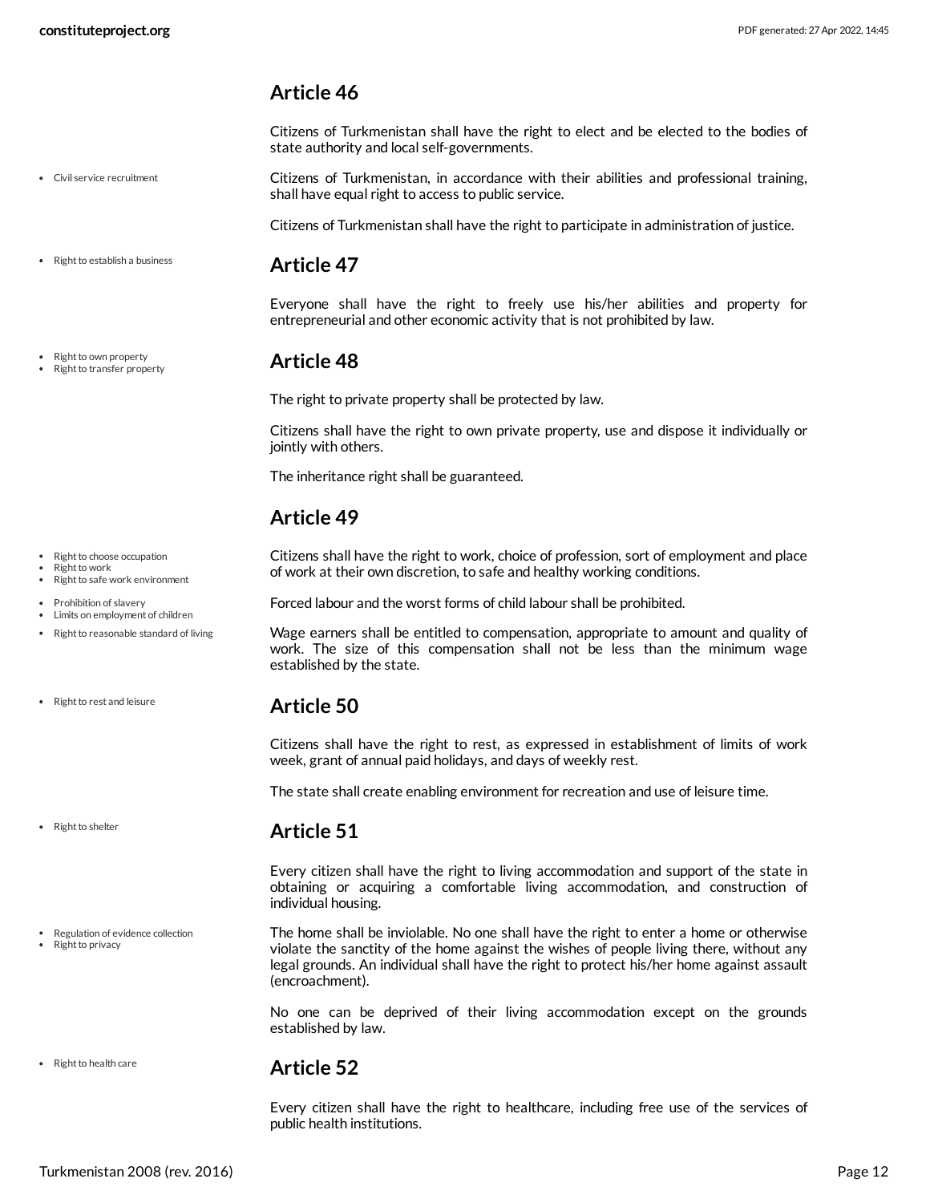## Article 46

Citizens of Turkmenistan shall have the right to elect and be elected to the bodies of state authority and local self-governments.

- Civil service recruitment

Citizens of Turkmenistan, in accordance with their abilities and professional training, shall have equal right to access to public service.

Citizens of Turkmenistan shall have the right to participate in administration of justice.

- Right to establish a business

## Article 47

Everyone shall have the right to freely use his/her abilities and property for entrepreneurial and other economic activity that is not prohibited by law.

- Right to own property
- Right to transfer property

## Article 48

The right to private property shall be protected by law.

Citizens shall have the right to own private property, use and dispose it individually or jointly with others.

The inheritance right shall be guaranteed.

## Article 49

- Right to choose occupation
- Right to work
- Right to safe work environment

Citizens shall have the right to work, choice of profession, sort of employment and place of work at their own discretion, to safe and healthy working conditions.

- Prohibition of slavery
- Limits on employment of children

Forced labour and the worst forms of child labour shall be prohibited.

- Right to reasonable standard of living

Wage earners shall be entitled to compensation, appropriate to amount and quality of work. The size of this compensation shall not be less than the minimum wage established by the state.

- Right to rest and leisure

## Article 50

Citizens shall have the right to rest, as expressed in establishment of limits of work week, grant of annual paid holidays, and days of weekly rest.

The state shall create enabling environment for recreation and use of leisure time.

- Right to shelter

## Article 51

Every citizen shall have the right to living accommodation and support of the state in obtaining or acquiring a comfortable living accommodation, and construction of individual housing.

- Regulation of evidence collection
- Right to privacy

The home shall be inviolable. No one shall have the right to enter a home or otherwise violate the sanctity of the home against the wishes of people living there, without any legal grounds. An individual shall have the right to protect his/her home against assault (encroachment).

No one can be deprived of their living accommodation except on the grounds established by law.

- Right to health care

## Article 52

Every citizen shall have the right to healthcare, including free use of the services of public health institutions.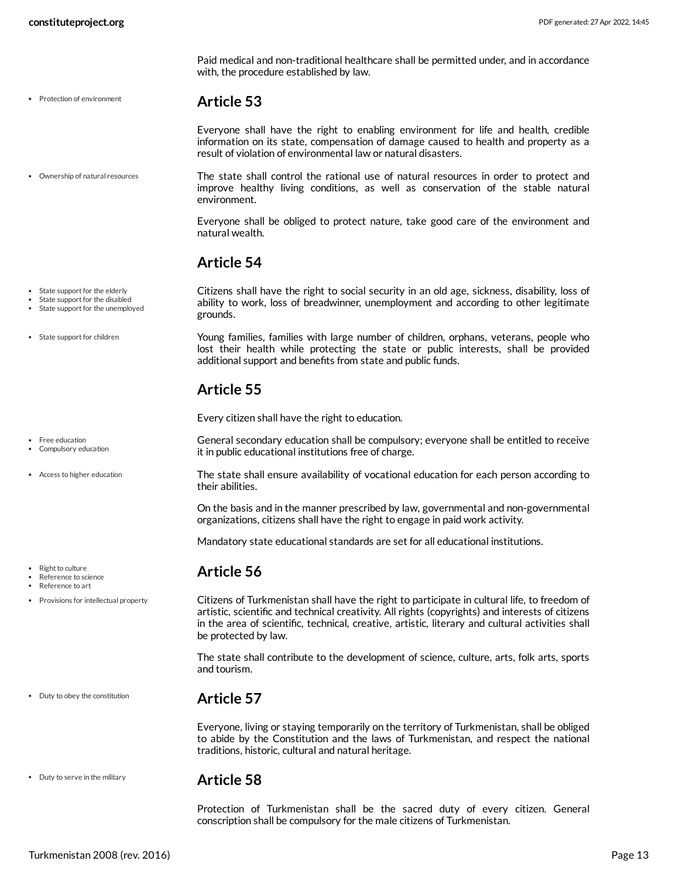Paid medical and non-traditional healthcare shall be permitted under, and in accordance with, the procedure established by law.

- Protection of environment

## Article 53

Everyone shall have the right to enabling environment for life and health, credible information on its state, compensation of damage caused to health and property as a result of violation of environmental law or natural disasters.

- Ownership of natural resources

The state shall control the rational use of natural resources in order to protect and improve healthy living conditions, as well as conservation of the stable natural environment.

Everyone shall be obliged to protect nature, take good care of the environment and natural wealth.

## Article 54

- State support for the elderly
- State support for the disabled
- State support for the unemployed

Citizens shall have the right to social security in an old age, sickness, disability, loss of ability to work, loss of breadwinner, unemployment and according to other legitimate grounds.

- State support for children

Young families, families with large number of children, orphans, veterans, people who lost their health while protecting the state or public interests, shall be provided additional support and benefits from state and public funds.

## Article 55

Every citizen shall have the right to education.

- Free education
- Compulsory education

General secondary education shall be compulsory; everyone shall be entitled to receive it in public educational institutions free of charge.

- Access to higher education

The state shall ensure availability of vocational education for each person according to their abilities.

On the basis and in the manner prescribed by law, governmental and non-governmental organizations, citizens shall have the right to engage in paid work activity.

Mandatory state educational standards are set for all educational institutions.

- Right to culture
- Reference to science
- Reference to art

## Article 56

- Provisions for intellectual property

Citizens of Turkmenistan shall have the right to participate in cultural life, to freedom of artistic, scientific and technical creativity. All rights (copyrights) and interests of citizens in the area of scientific, technical, creative, artistic, literary and cultural activities shall be protected by law.

The state shall contribute to the development of science, culture, arts, folk arts, sports and tourism.

- Duty to obey the constitution

## Article 57

Everyone, living or staying temporarily on the territory of Turkmenistan, shall be obliged to abide by the Constitution and the laws of Turkmenistan, and respect the national traditions, historic, cultural and natural heritage.

- Duty to serve in the military

## Article 58

Protection of Turkmenistan shall be the sacred duty of every citizen. General conscription shall be compulsory for the male citizens of Turkmenistan.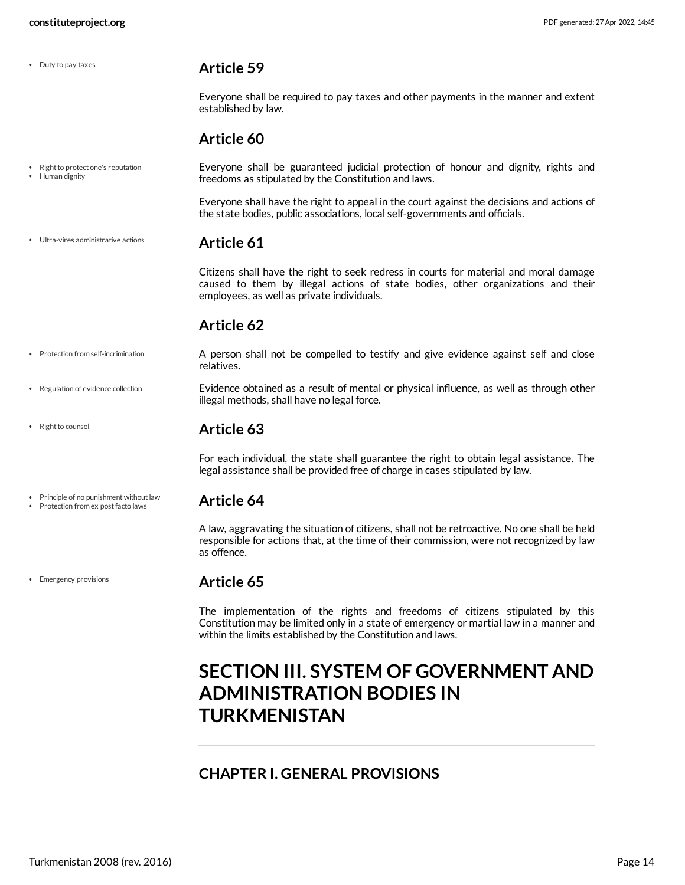- Duty to pay taxes

### Article 59

Everyone shall be required to pay taxes and other payments in the manner and extent established by law.

### Article 60

- Right to protect one's reputation
- Human dignity

Everyone shall be guaranteed judicial protection of honour and dignity, rights and freedoms as stipulated by the Constitution and laws.

Everyone shall have the right to appeal in the court against the decisions and actions of the state bodies, public associations, local self-governments and officials.

- Ultra-vires administrative actions

### Article 61

Citizens shall have the right to seek redress in courts for material and moral damage caused to them by illegal actions of state bodies, other organizations and their employees, as well as private individuals.

### Article 62

- Protection from self-incrimination

A person shall not be compelled to testify and give evidence against self and close relatives.

- Regulation of evidence collection

Evidence obtained as a result of mental or physical influence, as well as through other illegal methods, shall have no legal force.

- Right to counsel

### Article 63

For each individual, the state shall guarantee the right to obtain legal assistance. The legal assistance shall be provided free of charge in cases stipulated by law.

- Principle of no punishment without law
- Protection from ex post facto laws

### Article 64

A law, aggravating the situation of citizens, shall not be retroactive. No one shall be held responsible for actions that, at the time of their commission, were not recognized by law as offence.

- Emergency provisions

### Article 65

The implementation of the rights and freedoms of citizens stipulated by this Constitution may be limited only in a state of emergency or martial law in a manner and within the limits established by the Constitution and laws.

# SECTION III. SYSTEM OF GOVERNMENT AND ADMINISTRATION BODIES IN TURKMENISTAN

## CHAPTER I. GENERAL PROVISIONS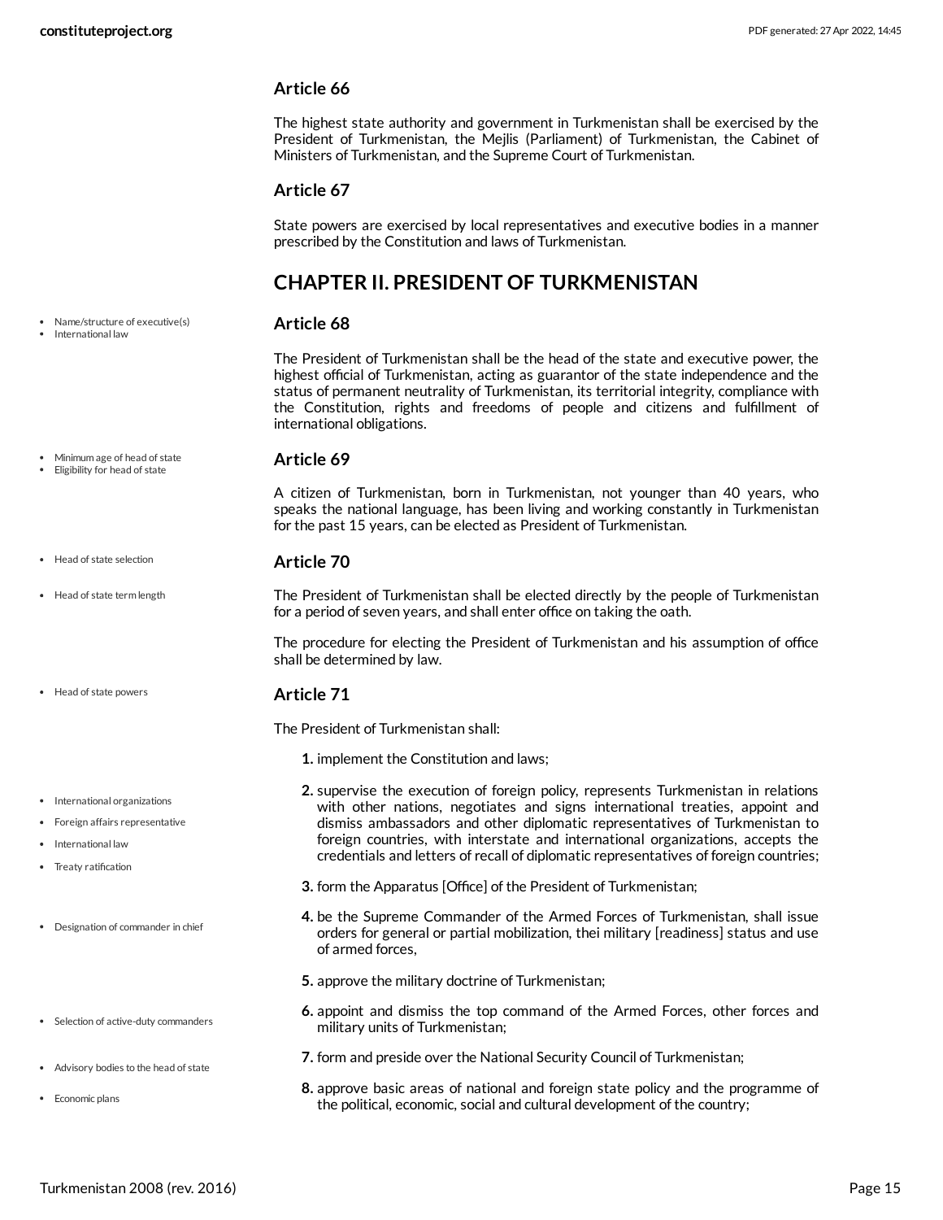### Article 66

The highest state authority and government in Turkmenistan shall be exercised by the President of Turkmenistan, the Mejlis (Parliament) of Turkmenistan, the Cabinet of Ministers of Turkmenistan, and the Supreme Court of Turkmenistan.

### Article 67

State powers are exercised by local representatives and executive bodies in a manner prescribed by the Constitution and laws of Turkmenistan.

## CHAPTER II. PRESIDENT OF TURKMENISTAN

- Name/structure of executive(s)
- International law

### Article 68

The President of Turkmenistan shall be the head of the state and executive power, the highest official of Turkmenistan, acting as guarantor of the state independence and the status of permanent neutrality of Turkmenistan, its territorial integrity, compliance with the Constitution, rights and freedoms of people and citizens and fulfillment of international obligations.

- Minimum age of head of state
- Eligibility for head of state

### Article 69

A citizen of Turkmenistan, born in Turkmenistan, not younger than 40 years, who speaks the national language, has been living and working constantly in Turkmenistan for the past 15 years, can be elected as President of Turkmenistan.

- Head of state selection
- Head of state term length

### Article 70

The President of Turkmenistan shall be elected directly by the people of Turkmenistan for a period of seven years, and shall enter office on taking the oath.

The procedure for electing the President of Turkmenistan and his assumption of office shall be determined by law.

- Head of state powers

### Article 71

The President of Turkmenistan shall:

1. implement the Constitution and laws;
2. supervise the execution of foreign policy, represents Turkmenistan in relations with other nations, negotiates and signs international treaties, appoint and dismiss ambassadors and other diplomatic representatives of Turkmenistan to foreign countries, with interstate and international organizations, accepts the credentials and letters of recall of diplomatic representatives of foreign countries;
   - International organizations
   - Foreign affairs representative
   - International law
   - Treaty ratification
3. form the Apparatus [Office] of the President of Turkmenistan;
4. be the Supreme Commander of the Armed Forces of Turkmenistan, shall issue orders for general or partial mobilization, thei military [readiness] status and use of armed forces,
   - Designation of commander in chief
5. approve the military doctrine of Turkmenistan;
6. appoint and dismiss the top command of the Armed Forces, other forces and military units of Turkmenistan;
   - Selection of active-duty commanders
7. form and preside over the National Security Council of Turkmenistan;
   - Advisory bodies to the head of state
8. approve basic areas of national and foreign state policy and the programme of the political, economic, social and cultural development of the country;
   - Economic plans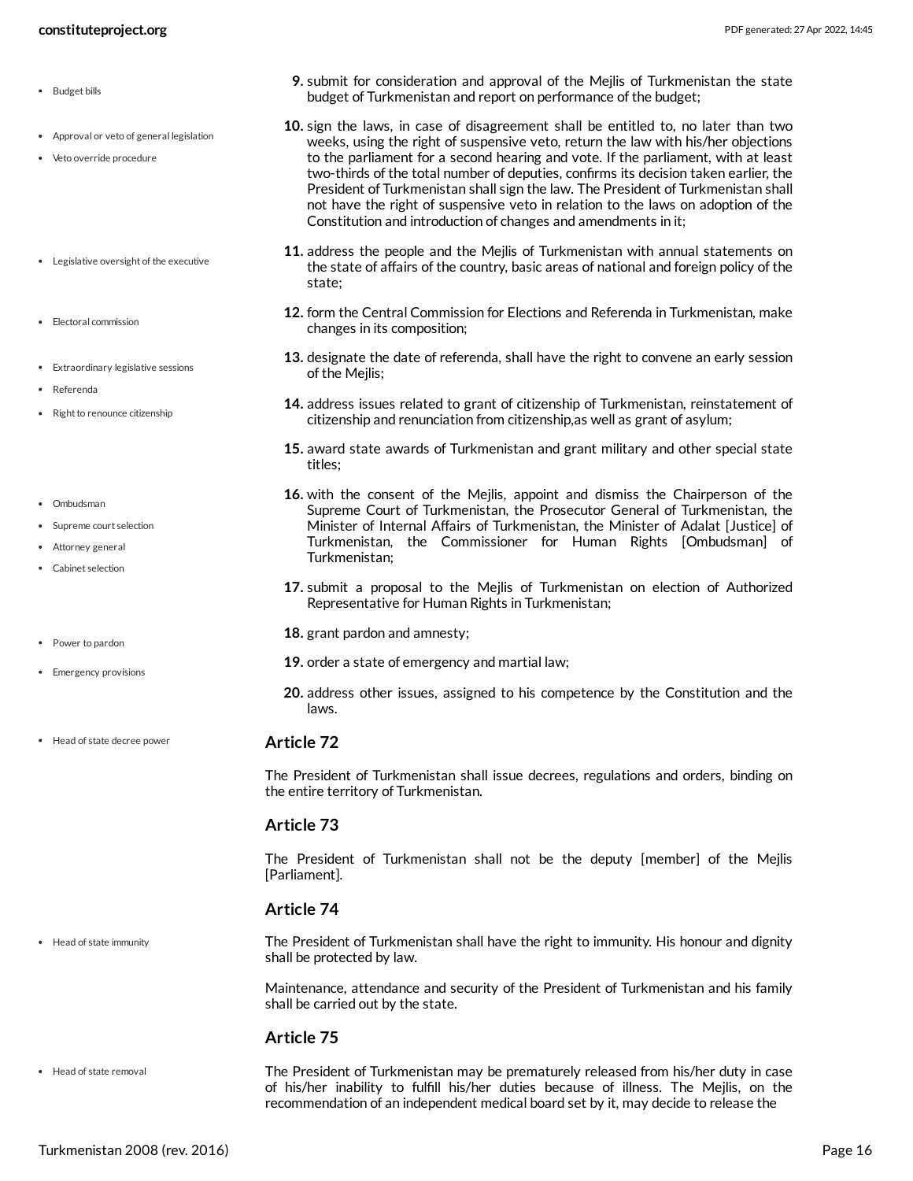9. submit for consideration and approval of the Mejlis of Turkmenistan the state budget of Turkmenistan and report on performance of the budget;
10. sign the laws, in case of disagreement shall be entitled to, no later than two weeks, using the right of suspensive veto, return the law with his/her objections to the parliament for a second hearing and vote. If the parliament, with at least two-thirds of the total number of deputies, confirms its decision taken earlier, the President of Turkmenistan shall sign the law. The President of Turkmenistan shall not have the right of suspensive veto in relation to the laws on adoption of the Constitution and introduction of changes and amendments in it;
11. address the people and the Mejlis of Turkmenistan with annual statements on the state of affairs of the country, basic areas of national and foreign policy of the state;
12. form the Central Commission for Elections and Referenda in Turkmenistan, make changes in its composition;
13. designate the date of referenda, shall have the right to convene an early session of the Mejlis;
14. address issues related to grant of citizenship of Turkmenistan, reinstatement of citizenship and renunciation from citizenship,as well as grant of asylum;
15. award state awards of Turkmenistan and grant military and other special state titles;
16. with the consent of the Mejlis, appoint and dismiss the Chairperson of the Supreme Court of Turkmenistan, the Prosecutor General of Turkmenistan, the Minister of Internal Affairs of Turkmenistan, the Minister of Adalat [Justice] of Turkmenistan, the Commissioner for Human Rights [Ombudsman] of Turkmenistan;
17. submit a proposal to the Mejlis of Turkmenistan on election of Authorized Representative for Human Rights in Turkmenistan;
18. grant pardon and amnesty;
19. order a state of emergency and martial law;
20. address other issues, assigned to his competence by the Constitution and the laws.

### Article 72

The President of Turkmenistan shall issue decrees, regulations and orders, binding on the entire territory of Turkmenistan.

### Article 73

The President of Turkmenistan shall not be the deputy [member] of the Mejlis [Parliament].

### Article 74

The President of Turkmenistan shall have the right to immunity. His honour and dignity shall be protected by law.

Maintenance, attendance and security of the President of Turkmenistan and his family shall be carried out by the state.

### Article 75

The President of Turkmenistan may be prematurely released from his/her duty in case of his/her inability to fulfill his/her duties because of illness. The Mejlis, on the recommendation of an independent medical board set by it, may decide to release the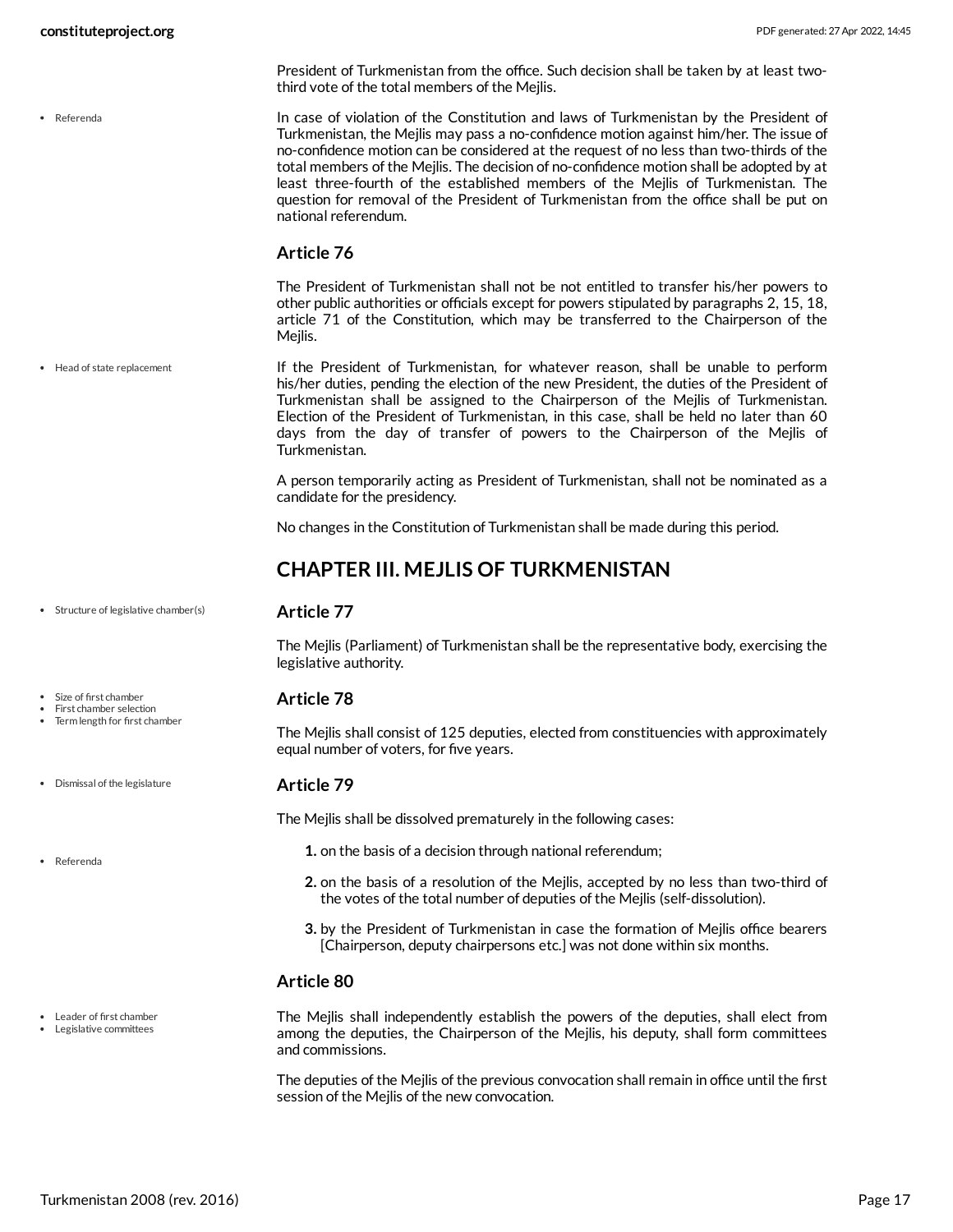President of Turkmenistan from the office. Such decision shall be taken by at least two-third vote of the total members of the Mejlis.

In case of violation of the Constitution and laws of Turkmenistan by the President of Turkmenistan, the Mejlis may pass a no-confidence motion against him/her. The issue of no-confidence motion can be considered at the request of no less than two-thirds of the total members of the Mejlis. The decision of no-confidence motion shall be adopted by at least three-fourth of the established members of the Mejlis of Turkmenistan. The question for removal of the President of Turkmenistan from the office shall be put on national referendum.

### Article 76

The President of Turkmenistan shall not be not entitled to transfer his/her powers to other public authorities or officials except for powers stipulated by paragraphs 2, 15, 18, article 71 of the Constitution, which may be transferred to the Chairperson of the Mejlis.

If the President of Turkmenistan, for whatever reason, shall be unable to perform his/her duties, pending the election of the new President, the duties of the President of Turkmenistan shall be assigned to the Chairperson of the Mejlis of Turkmenistan. Election of the President of Turkmenistan, in this case, shall be held no later than 60 days from the day of transfer of powers to the Chairperson of the Mejlis of Turkmenistan.

A person temporarily acting as President of Turkmenistan, shall not be nominated as a candidate for the presidency.

No changes in the Constitution of Turkmenistan shall be made during this period.

## CHAPTER III. MEJLIS OF TURKMENISTAN

### Article 77

The Mejlis (Parliament) of Turkmenistan shall be the representative body, exercising the legislative authority.

### Article 78

The Mejlis shall consist of 125 deputies, elected from constituencies with approximately equal number of voters, for five years.

### Article 79

The Mejlis shall be dissolved prematurely in the following cases:

1. on the basis of a decision through national referendum;
2. on the basis of a resolution of the Mejlis, accepted by no less than two-third of the votes of the total number of deputies of the Mejlis (self-dissolution).
3. by the President of Turkmenistan in case the formation of Mejlis office bearers [Chairperson, deputy chairpersons etc.] was not done within six months.

### Article 80

The Mejlis shall independently establish the powers of the deputies, shall elect from among the deputies, the Chairperson of the Mejlis, his deputy, shall form committees and commissions.

The deputies of the Mejlis of the previous convocation shall remain in office until the first session of the Mejlis of the new convocation.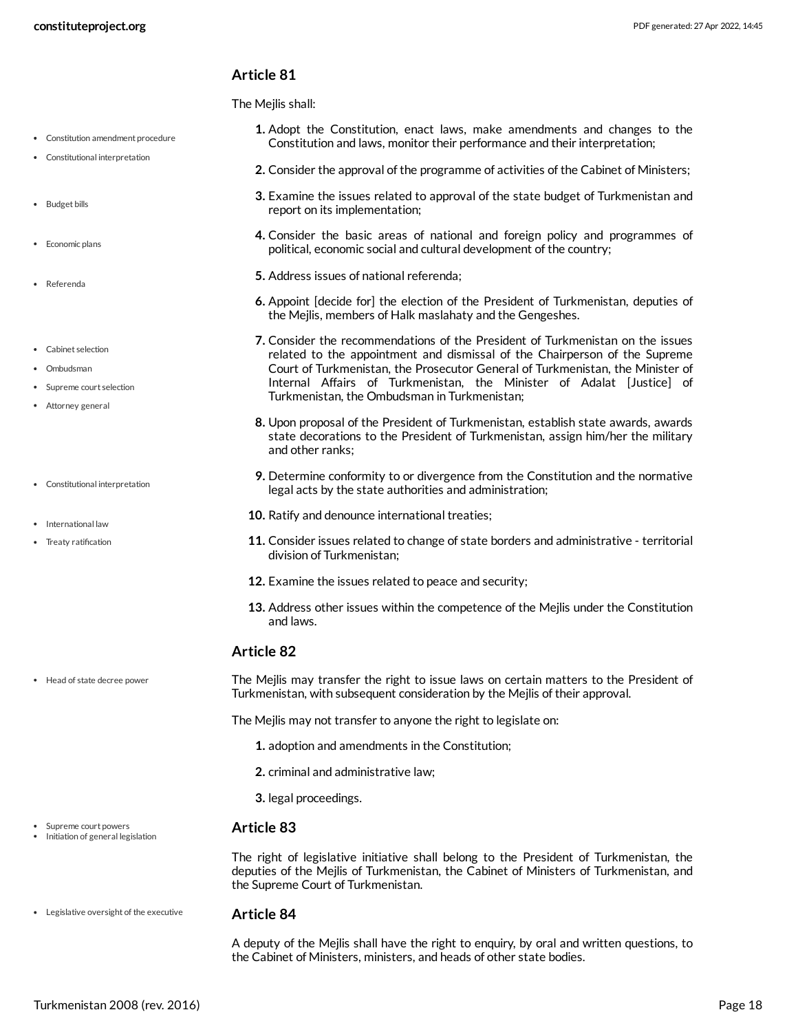## Article 81

The Mejlis shall:

1. Adopt the Constitution, enact laws, make amendments and changes to the Constitution and laws, monitor their performance and their interpretation;
2. Consider the approval of the programme of activities of the Cabinet of Ministers;
3. Examine the issues related to approval of the state budget of Turkmenistan and report on its implementation;
4. Consider the basic areas of national and foreign policy and programmes of political, economic social and cultural development of the country;
5. Address issues of national referenda;
6. Appoint [decide for] the election of the President of Turkmenistan, deputies of the Mejlis, members of Halk maslahaty and the Gengeshes.
7. Consider the recommendations of the President of Turkmenistan on the issues related to the appointment and dismissal of the Chairperson of the Supreme Court of Turkmenistan, the Prosecutor General of Turkmenistan, the Minister of Internal Affairs of Turkmenistan, the Minister of Adalat [Justice] of Turkmenistan, the Ombudsman in Turkmenistan;
8. Upon proposal of the President of Turkmenistan, establish state awards, awards state decorations to the President of Turkmenistan, assign him/her the military and other ranks;
9. Determine conformity to or divergence from the Constitution and the normative legal acts by the state authorities and administration;
10. Ratify and denounce international treaties;
11. Consider issues related to change of state borders and administrative - territorial division of Turkmenistan;
12. Examine the issues related to peace and security;
13. Address other issues within the competence of the Mejlis under the Constitution and laws.

## Article 82

The Mejlis may transfer the right to issue laws on certain matters to the President of Turkmenistan, with subsequent consideration by the Mejlis of their approval.

The Mejlis may not transfer to anyone the right to legislate on:

1. adoption and amendments in the Constitution;
2. criminal and administrative law;
3. legal proceedings.

## Article 83

The right of legislative initiative shall belong to the President of Turkmenistan, the deputies of the Mejlis of Turkmenistan, the Cabinet of Ministers of Turkmenistan, and the Supreme Court of Turkmenistan.

## Article 84

A deputy of the Mejlis shall have the right to enquiry, by oral and written questions, to the Cabinet of Ministers, ministers, and heads of other state bodies.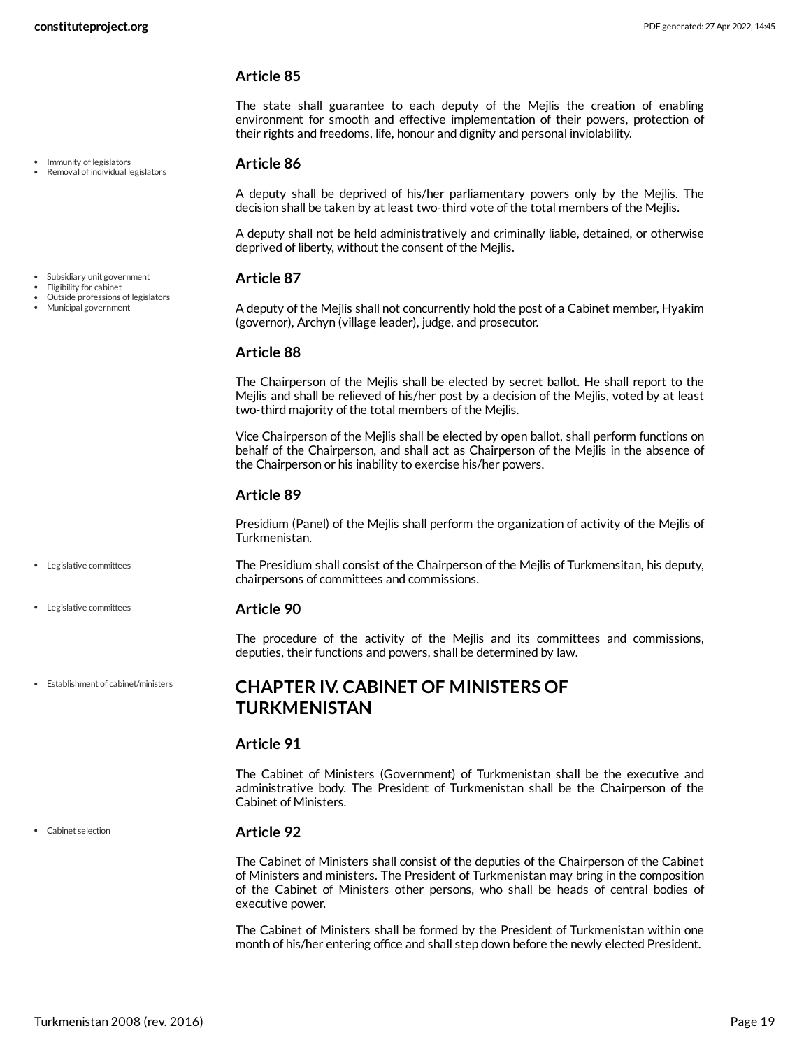### Article 85

The state shall guarantee to each deputy of the Mejlis the creation of enabling environment for smooth and effective implementation of their powers, protection of their rights and freedoms, life, honour and dignity and personal inviolability.

- Immunity of legislators
- Removal of individual legislators

### Article 86

A deputy shall be deprived of his/her parliamentary powers only by the Mejlis. The decision shall be taken by at least two-third vote of the total members of the Mejlis.

A deputy shall not be held administratively and criminally liable, detained, or otherwise deprived of liberty, without the consent of the Mejlis.

- Subsidiary unit government
- Eligibility for cabinet
- Outside professions of legislators
- Municipal government

### Article 87

A deputy of the Mejlis shall not concurrently hold the post of a Cabinet member, Hyakim (governor), Archyn (village leader), judge, and prosecutor.

### Article 88

The Chairperson of the Mejlis shall be elected by secret ballot. He shall report to the Mejlis and shall be relieved of his/her post by a decision of the Mejlis, voted by at least two-third majority of the total members of the Mejlis.

Vice Chairperson of the Mejlis shall be elected by open ballot, shall perform functions on behalf of the Chairperson, and shall act as Chairperson of the Mejlis in the absence of the Chairperson or his inability to exercise his/her powers.

### Article 89

Presidium (Panel) of the Mejlis shall perform the organization of activity of the Mejlis of Turkmenistan.

- Legislative committees

The Presidium shall consist of the Chairperson of the Mejlis of Turkmensitan, his deputy, chairpersons of committees and commissions.

- Legislative committees

### Article 90

The procedure of the activity of the Mejlis and its committees and commissions, deputies, their functions and powers, shall be determined by law.

- Establishment of cabinet/ministers

## CHAPTER IV. CABINET OF MINISTERS OF TURKMENISTAN

### Article 91

The Cabinet of Ministers (Government) of Turkmenistan shall be the executive and administrative body. The President of Turkmenistan shall be the Chairperson of the Cabinet of Ministers.

- Cabinet selection

### Article 92

The Cabinet of Ministers shall consist of the deputies of the Chairperson of the Cabinet of Ministers and ministers. The President of Turkmenistan may bring in the composition of the Cabinet of Ministers other persons, who shall be heads of central bodies of executive power.

The Cabinet of Ministers shall be formed by the President of Turkmenistan within one month of his/her entering office and shall step down before the newly elected President.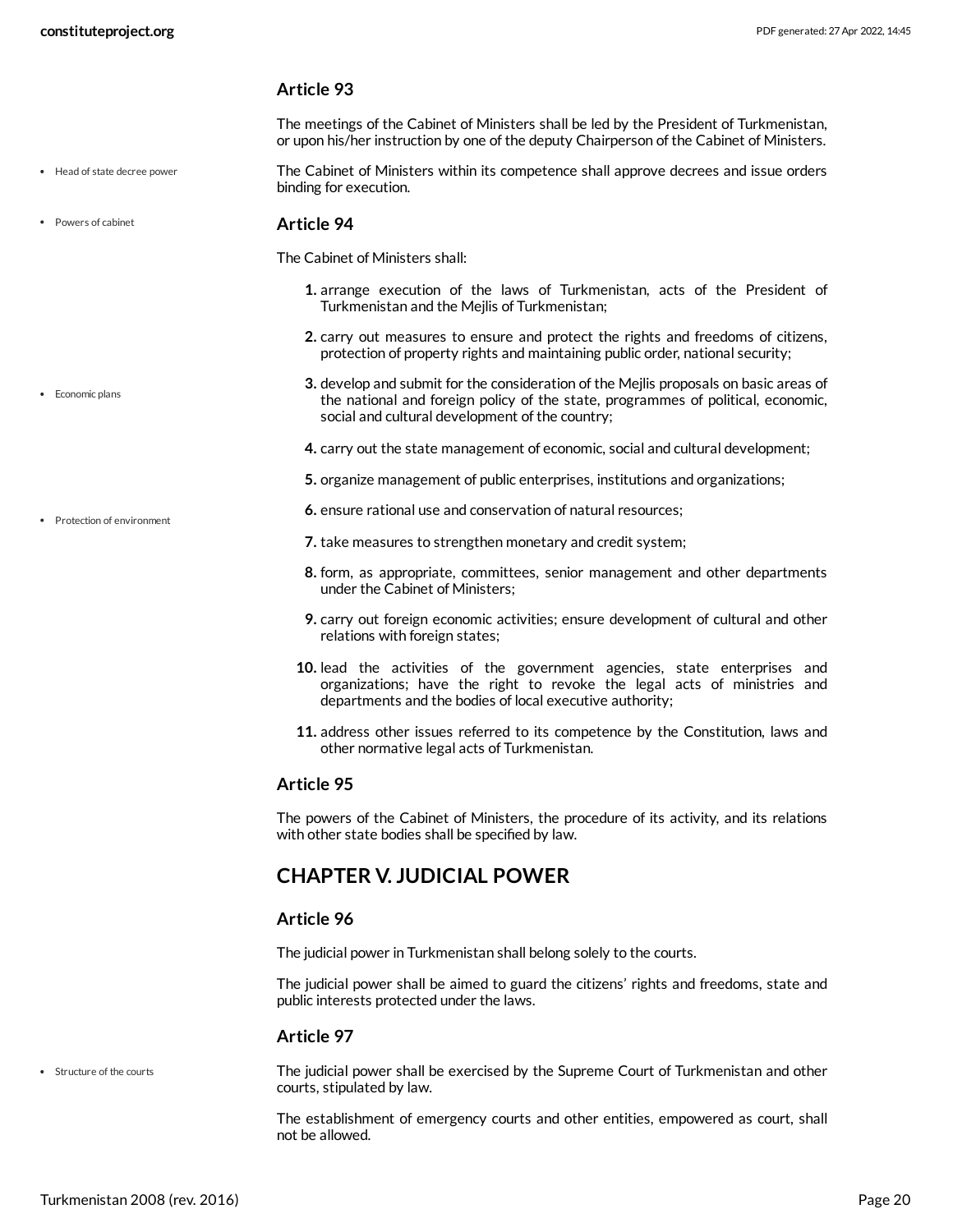### Article 93

The meetings of the Cabinet of Ministers shall be led by the President of Turkmenistan, or upon his/her instruction by one of the deputy Chairperson of the Cabinet of Ministers.

- Head of state decree power

The Cabinet of Ministers within its competence shall approve decrees and issue orders binding for execution.

- Powers of cabinet

### Article 94

The Cabinet of Ministers shall:

1. arrange execution of the laws of Turkmenistan, acts of the President of Turkmenistan and the Mejlis of Turkmenistan;
2. carry out measures to ensure and protect the rights and freedoms of citizens, protection of property rights and maintaining public order, national security;
3. develop and submit for the consideration of the Mejlis proposals on basic areas of the national and foreign policy of the state, programmes of political, economic, social and cultural development of the country;
4. carry out the state management of economic, social and cultural development;
5. organize management of public enterprises, institutions and organizations;
6. ensure rational use and conservation of natural resources;
7. take measures to strengthen monetary and credit system;
8. form, as appropriate, committees, senior management and other departments under the Cabinet of Ministers;
9. carry out foreign economic activities; ensure development of cultural and other relations with foreign states;
10. lead the activities of the government agencies, state enterprises and organizations; have the right to revoke the legal acts of ministries and departments and the bodies of local executive authority;
11. address other issues referred to its competence by the Constitution, laws and other normative legal acts of Turkmenistan.

- Economic plans
- Protection of environment

### Article 95

The powers of the Cabinet of Ministers, the procedure of its activity, and its relations with other state bodies shall be specified by law.

## CHAPTER V. JUDICIAL POWER

### Article 96

The judicial power in Turkmenistan shall belong solely to the courts.

The judicial power shall be aimed to guard the citizens' rights and freedoms, state and public interests protected under the laws.

### Article 97

- Structure of the courts

The judicial power shall be exercised by the Supreme Court of Turkmenistan and other courts, stipulated by law.

The establishment of emergency courts and other entities, empowered as court, shall not be allowed.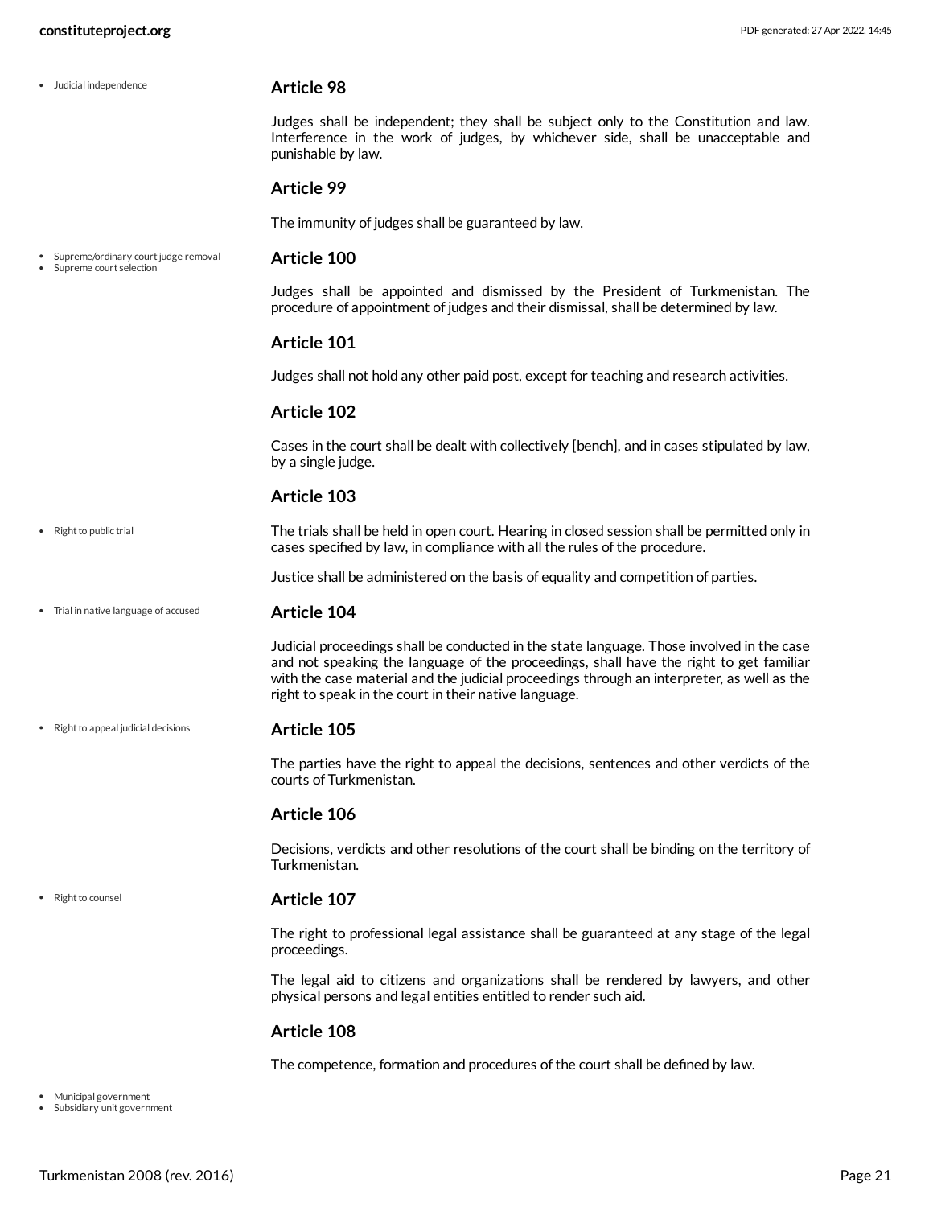- Judicial independence

### Article 98

Judges shall be independent; they shall be subject only to the Constitution and law. Interference in the work of judges, by whichever side, shall be unacceptable and punishable by law.

### Article 99

The immunity of judges shall be guaranteed by law.

- Supreme/ordinary court judge removal
- Supreme court selection

### Article 100

Judges shall be appointed and dismissed by the President of Turkmenistan. The procedure of appointment of judges and their dismissal, shall be determined by law.

### Article 101

Judges shall not hold any other paid post, except for teaching and research activities.

### Article 102

Cases in the court shall be dealt with collectively [bench], and in cases stipulated by law, by a single judge.

### Article 103

- Right to public trial

The trials shall be held in open court. Hearing in closed session shall be permitted only in cases specified by law, in compliance with all the rules of the procedure.

Justice shall be administered on the basis of equality and competition of parties.

- Trial in native language of accused

### Article 104

Judicial proceedings shall be conducted in the state language. Those involved in the case and not speaking the language of the proceedings, shall have the right to get familiar with the case material and the judicial proceedings through an interpreter, as well as the right to speak in the court in their native language.

- Right to appeal judicial decisions

### Article 105

The parties have the right to appeal the decisions, sentences and other verdicts of the courts of Turkmenistan.

### Article 106

Decisions, verdicts and other resolutions of the court shall be binding on the territory of Turkmenistan.

- Right to counsel

### Article 107

The right to professional legal assistance shall be guaranteed at any stage of the legal proceedings.

The legal aid to citizens and organizations shall be rendered by lawyers, and other physical persons and legal entities entitled to render such aid.

### Article 108

The competence, formation and procedures of the court shall be defined by law.

- Municipal government
- Subsidiary unit government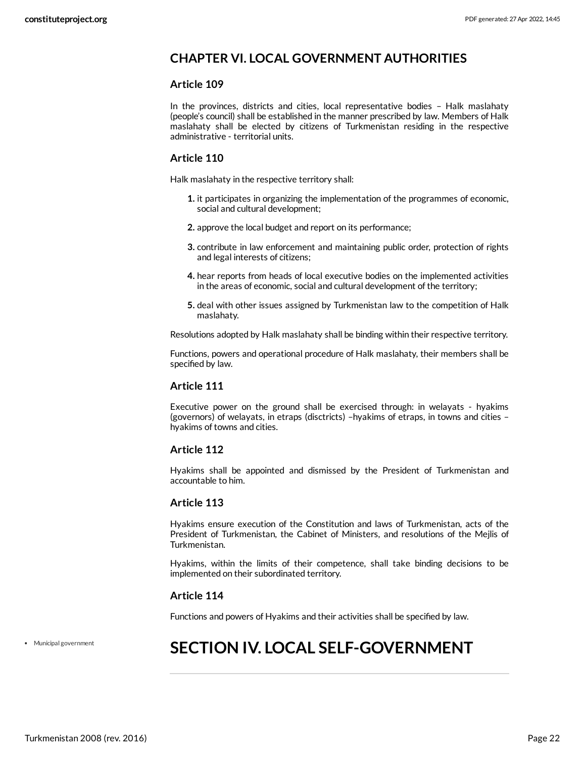## CHAPTER VI. LOCAL GOVERNMENT AUTHORITIES

### Article 109

In the provinces, districts and cities, local representative bodies – Halk maslahaty (people's council) shall be established in the manner prescribed by law. Members of Halk maslahaty shall be elected by citizens of Turkmenistan residing in the respective administrative - territorial units.

### Article 110

Halk maslahaty in the respective territory shall:

1. it participates in organizing the implementation of the programmes of economic, social and cultural development;
2. approve the local budget and report on its performance;
3. contribute in law enforcement and maintaining public order, protection of rights and legal interests of citizens;
4. hear reports from heads of local executive bodies on the implemented activities in the areas of economic, social and cultural development of the territory;
5. deal with other issues assigned by Turkmenistan law to the competition of Halk maslahaty.

Resolutions adopted by Halk maslahaty shall be binding within their respective territory.

Functions, powers and operational procedure of Halk maslahaty, their members shall be specified by law.

### Article 111

Executive power on the ground shall be exercised through: in welayats - hyakims (governors) of welayats, in etraps (disctricts) –hyakims of etraps, in towns and cities – hyakims of towns and cities.

### Article 112

Hyakims shall be appointed and dismissed by the President of Turkmenistan and accountable to him.

### Article 113

Hyakims ensure execution of the Constitution and laws of Turkmenistan, acts of the President of Turkmenistan, the Cabinet of Ministers, and resolutions of the Mejlis of Turkmenistan.

Hyakims, within the limits of their competence, shall take binding decisions to be implemented on their subordinated territory.

### Article 114

Functions and powers of Hyakims and their activities shall be specified by law.

- Municipal government

# SECTION IV. LOCAL SELF-GOVERNMENT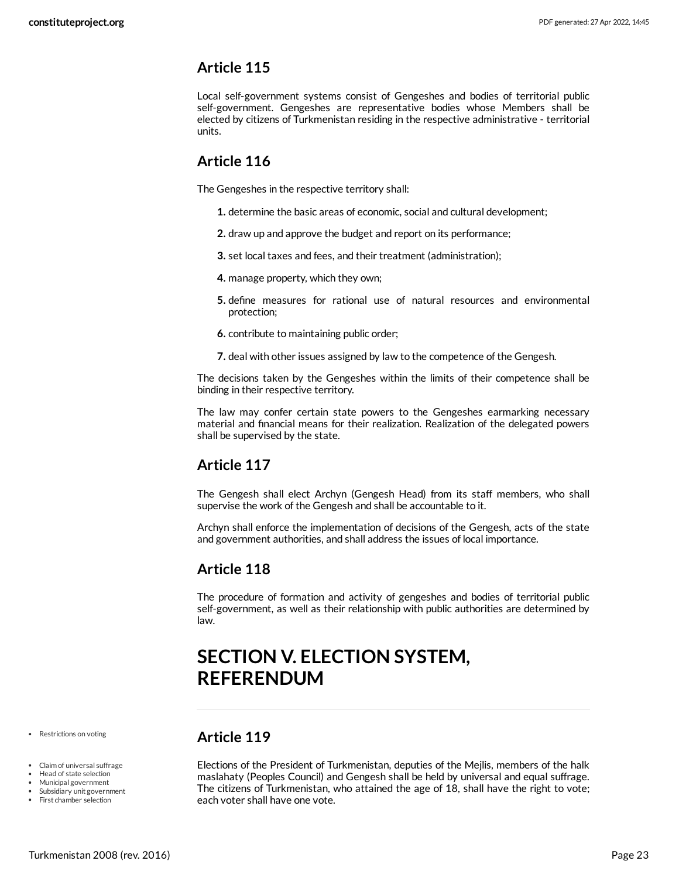## Article 115

Local self-government systems consist of Gengeshes and bodies of territorial public self-government. Gengeshes are representative bodies whose Members shall be elected by citizens of Turkmenistan residing in the respective administrative - territorial units.

## Article 116

The Gengeshes in the respective territory shall:

1. determine the basic areas of economic, social and cultural development;
2. draw up and approve the budget and report on its performance;
3. set local taxes and fees, and their treatment (administration);
4. manage property, which they own;
5. define measures for rational use of natural resources and environmental protection;
6. contribute to maintaining public order;
7. deal with other issues assigned by law to the competence of the Gengesh.

The decisions taken by the Gengeshes within the limits of their competence shall be binding in their respective territory.

The law may confer certain state powers to the Gengeshes earmarking necessary material and financial means for their realization. Realization of the delegated powers shall be supervised by the state.

## Article 117

The Gengesh shall elect Archyn (Gengesh Head) from its staff members, who shall supervise the work of the Gengesh and shall be accountable to it.

Archyn shall enforce the implementation of decisions of the Gengesh, acts of the state and government authorities, and shall address the issues of local importance.

## Article 118

The procedure of formation and activity of gengeshes and bodies of territorial public self-government, as well as their relationship with public authorities are determined by law.

# SECTION V. ELECTION SYSTEM, REFERENDUM

- Restrictions on voting

## Article 119

- Claim of universal suffrage
- Head of state selection
- Municipal government
- Subsidiary unit government
- First chamber selection

Elections of the President of Turkmenistan, deputies of the Mejlis, members of the halk maslahaty (Peoples Council) and Gengesh shall be held by universal and equal suffrage. The citizens of Turkmenistan, who attained the age of 18, shall have the right to vote; each voter shall have one vote.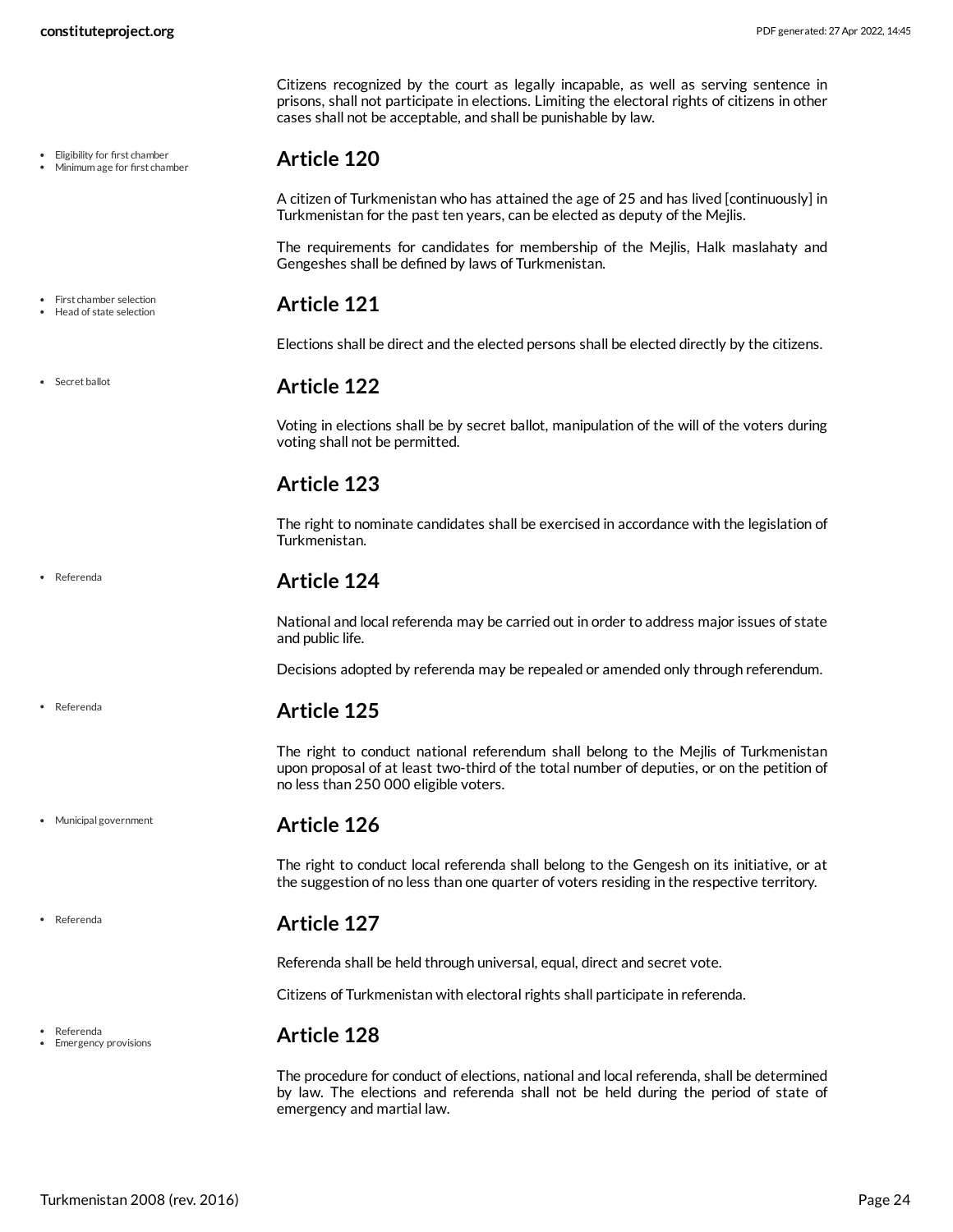Citizens recognized by the court as legally incapable, as well as serving sentence in prisons, shall not participate in elections. Limiting the electoral rights of citizens in other cases shall not be acceptable, and shall be punishable by law.

- Eligibility for first chamber
- Minimum age for first chamber

## Article 120

A citizen of Turkmenistan who has attained the age of 25 and has lived [continuously] in Turkmenistan for the past ten years, can be elected as deputy of the Mejlis.

The requirements for candidates for membership of the Mejlis, Halk maslahaty and Gengeshes shall be defined by laws of Turkmenistan.

- First chamber selection
- Head of state selection

## Article 121

Elections shall be direct and the elected persons shall be elected directly by the citizens.

- Secret ballot

## Article 122

Voting in elections shall be by secret ballot, manipulation of the will of the voters during voting shall not be permitted.

## Article 123

The right to nominate candidates shall be exercised in accordance with the legislation of Turkmenistan.

- Referenda

## Article 124

National and local referenda may be carried out in order to address major issues of state and public life.

Decisions adopted by referenda may be repealed or amended only through referendum.

- Referenda

## Article 125

The right to conduct national referendum shall belong to the Mejlis of Turkmenistan upon proposal of at least two-third of the total number of deputies, or on the petition of no less than 250 000 eligible voters.

- Municipal government

## Article 126

The right to conduct local referenda shall belong to the Gengesh on its initiative, or at the suggestion of no less than one quarter of voters residing in the respective territory.

- Referenda

## Article 127

Referenda shall be held through universal, equal, direct and secret vote.

Citizens of Turkmenistan with electoral rights shall participate in referenda.

- Referenda
- Emergency provisions

## Article 128

The procedure for conduct of elections, national and local referenda, shall be determined by law. The elections and referenda shall not be held during the period of state of emergency and martial law.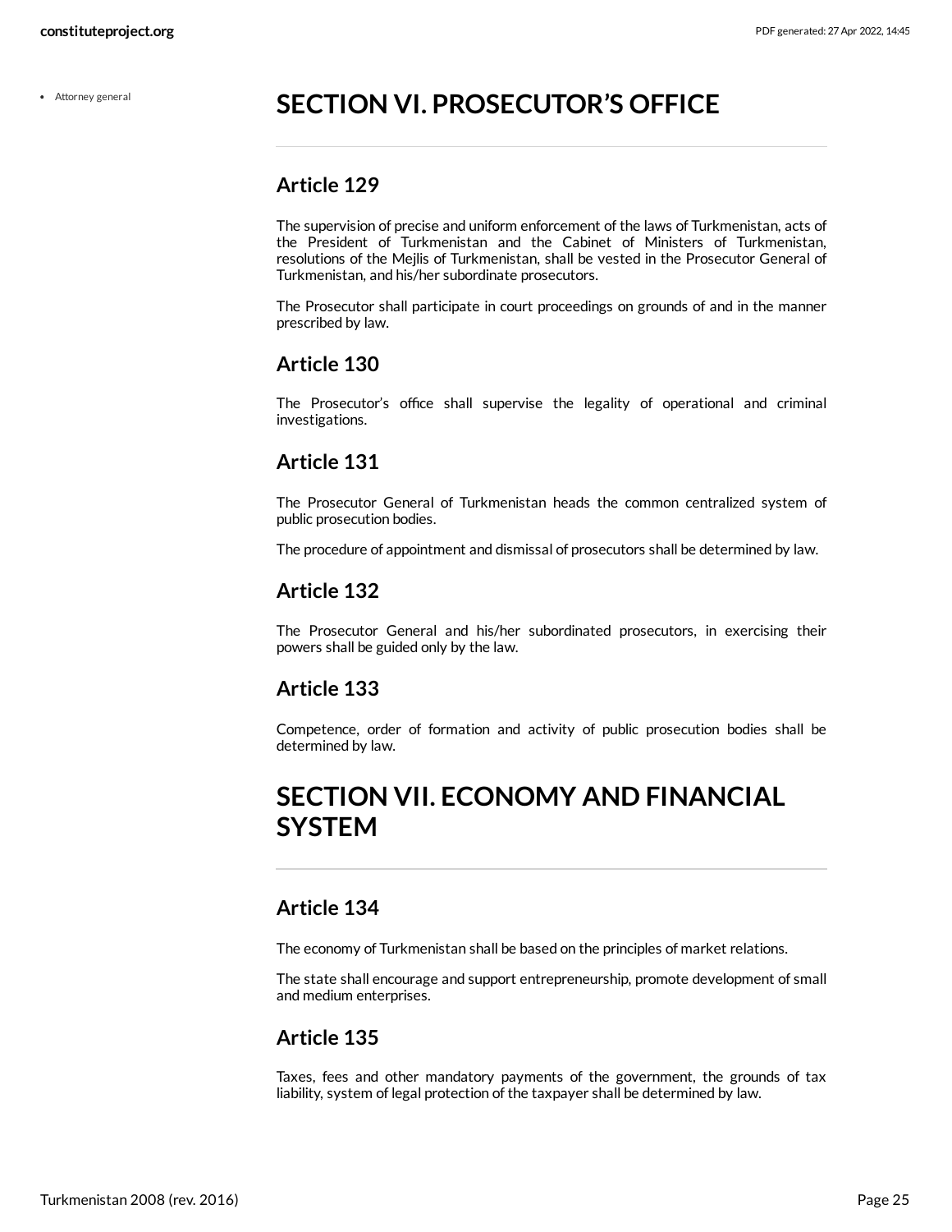- Attorney general

# SECTION VI. PROSECUTOR'S OFFICE

## Article 129

The supervision of precise and uniform enforcement of the laws of Turkmenistan, acts of the President of Turkmenistan and the Cabinet of Ministers of Turkmenistan, resolutions of the Mejlis of Turkmenistan, shall be vested in the Prosecutor General of Turkmenistan, and his/her subordinate prosecutors.

The Prosecutor shall participate in court proceedings on grounds of and in the manner prescribed by law.

## Article 130

The Prosecutor's office shall supervise the legality of operational and criminal investigations.

## Article 131

The Prosecutor General of Turkmenistan heads the common centralized system of public prosecution bodies.

The procedure of appointment and dismissal of prosecutors shall be determined by law.

## Article 132

The Prosecutor General and his/her subordinated prosecutors, in exercising their powers shall be guided only by the law.

## Article 133

Competence, order of formation and activity of public prosecution bodies shall be determined by law.

# SECTION VII. ECONOMY AND FINANCIAL SYSTEM

## Article 134

The economy of Turkmenistan shall be based on the principles of market relations.

The state shall encourage and support entrepreneurship, promote development of small and medium enterprises.

## Article 135

Taxes, fees and other mandatory payments of the government, the grounds of tax liability, system of legal protection of the taxpayer shall be determined by law.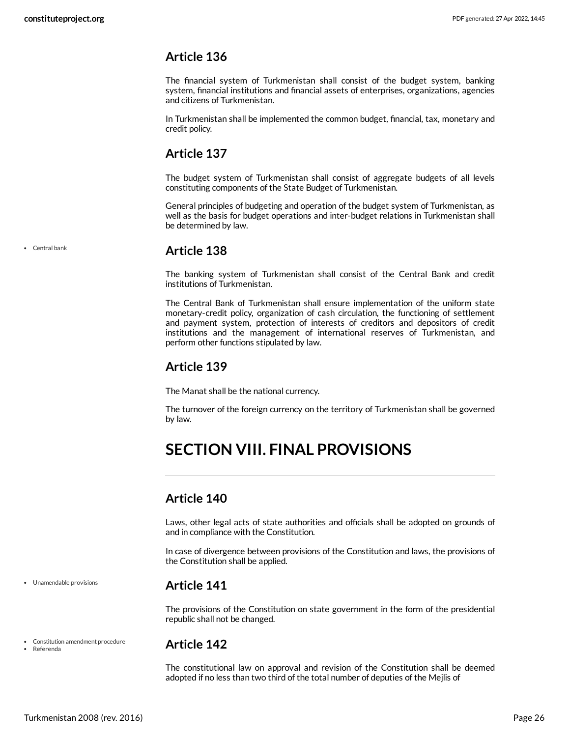## Article 136

The financial system of Turkmenistan shall consist of the budget system, banking system, financial institutions and financial assets of enterprises, organizations, agencies and citizens of Turkmenistan.

In Turkmenistan shall be implemented the common budget, financial, tax, monetary and credit policy.

## Article 137

The budget system of Turkmenistan shall consist of aggregate budgets of all levels constituting components of the State Budget of Turkmenistan.

General principles of budgeting and operation of the budget system of Turkmenistan, as well as the basis for budget operations and inter-budget relations in Turkmenistan shall be determined by law.

- Central bank

## Article 138

The banking system of Turkmenistan shall consist of the Central Bank and credit institutions of Turkmenistan.

The Central Bank of Turkmenistan shall ensure implementation of the uniform state monetary-credit policy, organization of cash circulation, the functioning of settlement and payment system, protection of interests of creditors and depositors of credit institutions and the management of international reserves of Turkmenistan, and perform other functions stipulated by law.

## Article 139

The Manat shall be the national currency.

The turnover of the foreign currency on the territory of Turkmenistan shall be governed by law.

# SECTION VIII. FINAL PROVISIONS

## Article 140

Laws, other legal acts of state authorities and officials shall be adopted on grounds of and in compliance with the Constitution.

In case of divergence between provisions of the Constitution and laws, the provisions of the Constitution shall be applied.

- Unamendable provisions

## Article 141

The provisions of the Constitution on state government in the form of the presidential republic shall not be changed.

- Constitution amendment procedure
- Referenda

## Article 142

The constitutional law on approval and revision of the Constitution shall be deemed adopted if no less than two third of the total number of deputies of the Mejlis of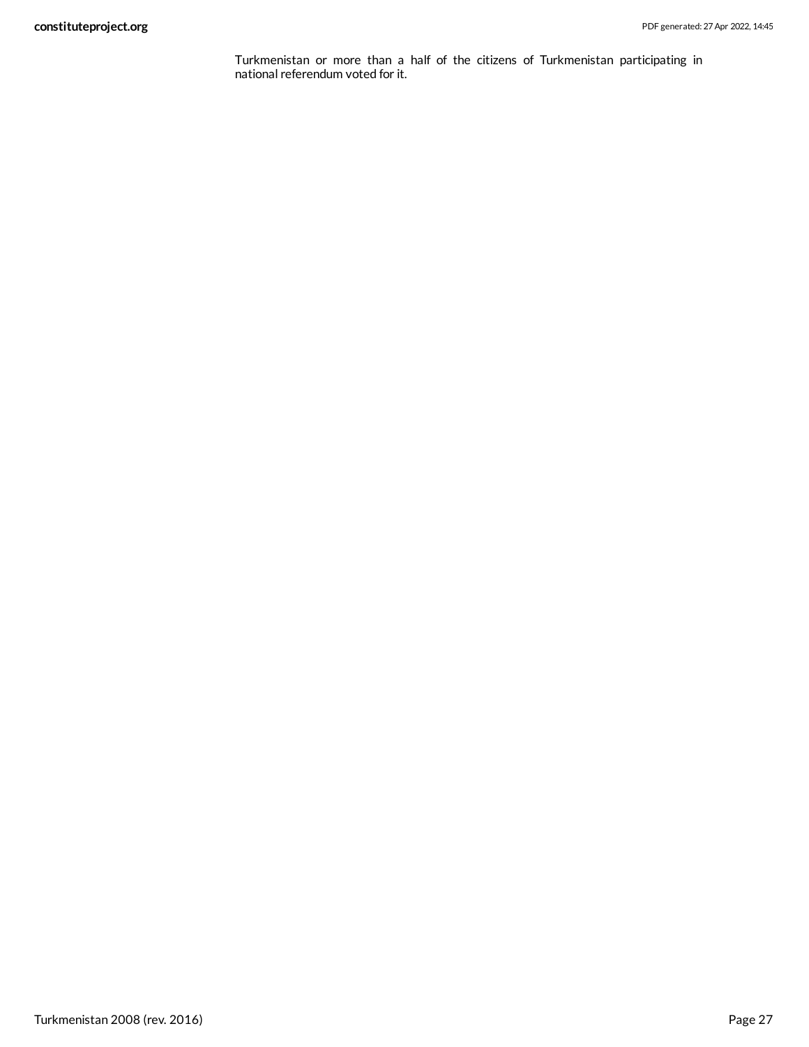Turkmenistan or more than a half of the citizens of Turkmenistan participating in national referendum voted for it.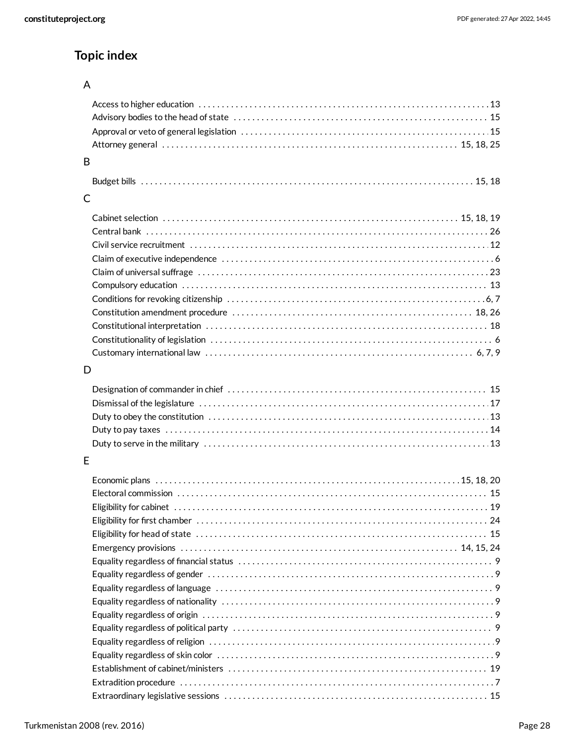## Topic index

### A

- Access to higher education . . . 13
- Advisory bodies to the head of state . . . 15
- Approval or veto of general legislation . . . 15
- Attorney general . . . 15, 18, 25

### B

- Budget bills . . . 15, 18

### C

- Cabinet selection . . . 15, 18, 19
- Central bank . . . 26
- Civil service recruitment . . . 12
- Claim of executive independence . . . 6
- Claim of universal suffrage . . . 23
- Compulsory education . . . 13
- Conditions for revoking citizenship . . . 6, 7
- Constitution amendment procedure . . . 18, 26
- Constitutional interpretation . . . 18
- Constitutionality of legislation . . . 6
- Customary international law . . . 6, 7, 9

### D

- Designation of commander in chief . . . 15
- Dismissal of the legislature . . . 17
- Duty to obey the constitution . . . 13
- Duty to pay taxes . . . 14
- Duty to serve in the military . . . 13

### E

- Economic plans . . . 15, 18, 20
- Electoral commission . . . 15
- Eligibility for cabinet . . . 19
- Eligibility for first chamber . . . 24
- Eligibility for head of state . . . 15
- Emergency provisions . . . 14, 15, 24
- Equality regardless of financial status . . . 9
- Equality regardless of gender . . . 9
- Equality regardless of language . . . 9
- Equality regardless of nationality . . . 9
- Equality regardless of origin . . . 9
- Equality regardless of political party . . . 9
- Equality regardless of religion . . . 9
- Equality regardless of skin color . . . 9
- Establishment of cabinet/ministers . . . 19
- Extradition procedure . . . 7
- Extraordinary legislative sessions . . . 15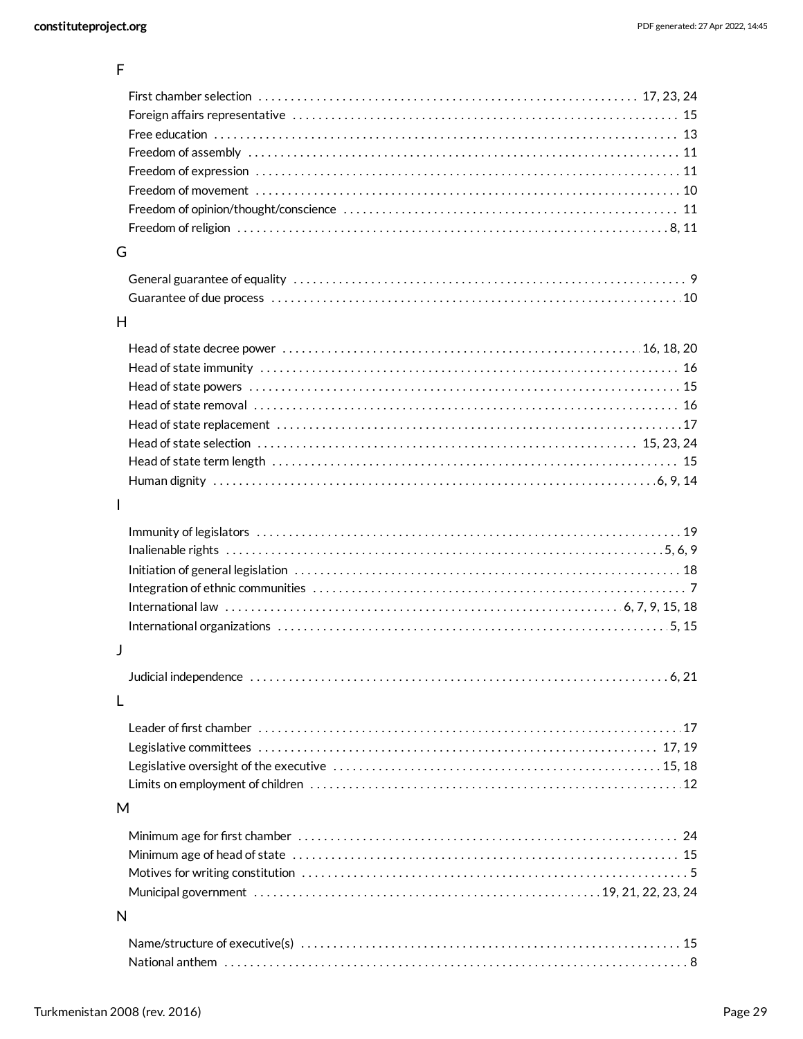## F

- First chamber selection ........ 17, 23, 24
- Foreign affairs representative ........ 15
- Free education ........ 13
- Freedom of assembly ........ 11
- Freedom of expression ........ 11
- Freedom of movement ........ 10
- Freedom of opinion/thought/conscience ........ 11
- Freedom of religion ........ 8, 11

## G

- General guarantee of equality ........ 9
- Guarantee of due process ........ 10

## H

- Head of state decree power ........ 16, 18, 20
- Head of state immunity ........ 16
- Head of state powers ........ 15
- Head of state removal ........ 16
- Head of state replacement ........ 17
- Head of state selection ........ 15, 23, 24
- Head of state term length ........ 15
- Human dignity ........ 6, 9, 14

## I

- Immunity of legislators ........ 19
- Inalienable rights ........ 5, 6, 9
- Initiation of general legislation ........ 18
- Integration of ethnic communities ........ 7
- International law ........ 6, 7, 9, 15, 18
- International organizations ........ 5, 15

## J

- Judicial independence ........ 6, 21

## L

- Leader of first chamber ........ 17
- Legislative committees ........ 17, 19
- Legislative oversight of the executive ........ 15, 18
- Limits on employment of children ........ 12

## M

- Minimum age for first chamber ........ 24
- Minimum age of head of state ........ 15
- Motives for writing constitution ........ 5
- Municipal government ........ 19, 21, 22, 23, 24

## N

- Name/structure of executive(s) ........ 15
- National anthem ........ 8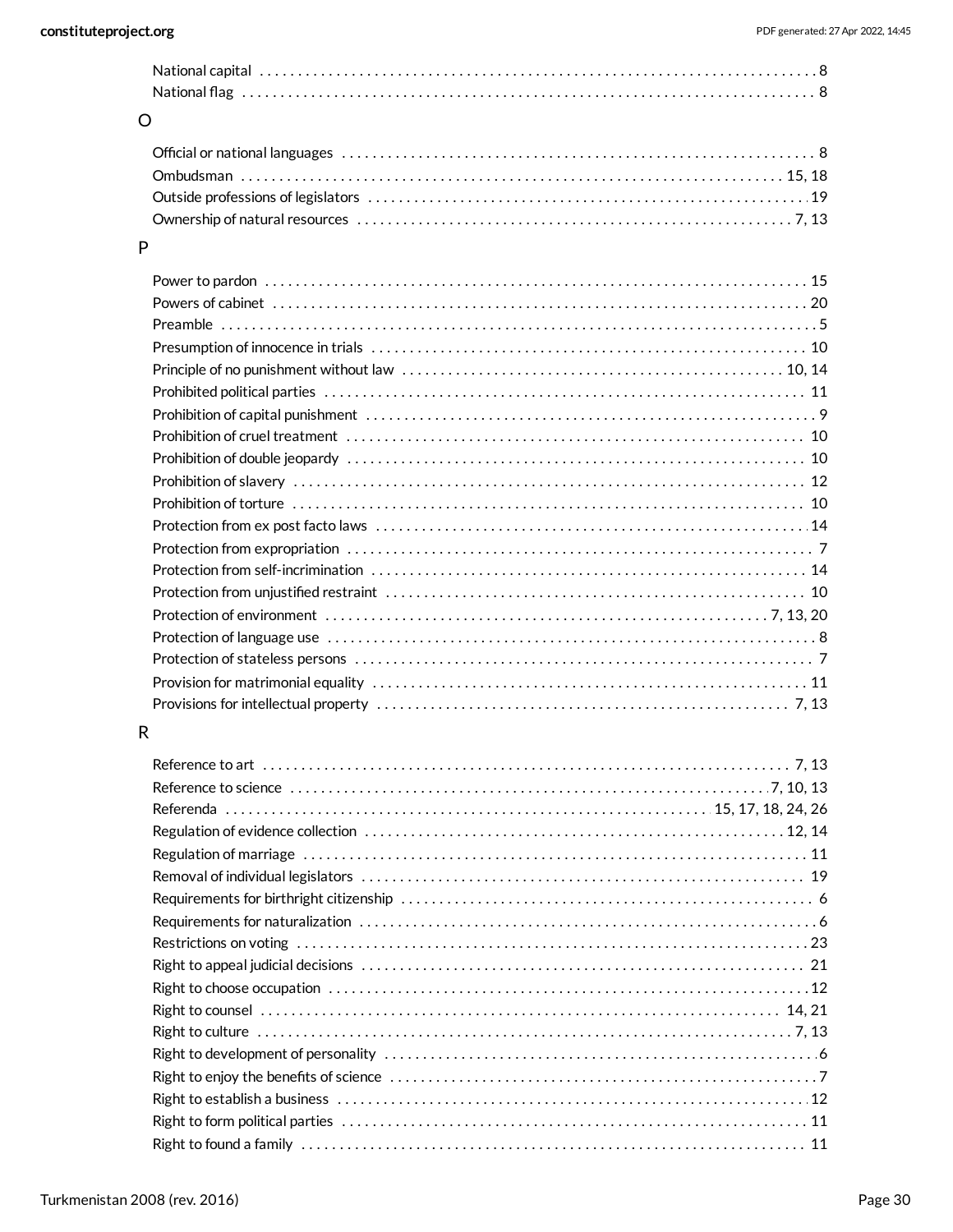National capital . . . 8
National flag . . . 8

O

Official or national languages . . . 8
Ombudsman . . . 15, 18
Outside professions of legislators . . . 19
Ownership of natural resources . . . 7, 13

P

Power to pardon . . . 15
Powers of cabinet . . . 20
Preamble . . . 5
Presumption of innocence in trials . . . 10
Principle of no punishment without law . . . 10, 14
Prohibited political parties . . . 11
Prohibition of capital punishment . . . 9
Prohibition of cruel treatment . . . 10
Prohibition of double jeopardy . . . 10
Prohibition of slavery . . . 12
Prohibition of torture . . . 10
Protection from ex post facto laws . . . 14
Protection from expropriation . . . 7
Protection from self-incrimination . . . 14
Protection from unjustified restraint . . . 10
Protection of environment . . . 7, 13, 20
Protection of language use . . . 8
Protection of stateless persons . . . 7
Provision for matrimonial equality . . . 11
Provisions for intellectual property . . . 7, 13

R

Reference to art . . . 7, 13
Reference to science . . . 7, 10, 13
Referenda . . . 15, 17, 18, 24, 26
Regulation of evidence collection . . . 12, 14
Regulation of marriage . . . 11
Removal of individual legislators . . . 19
Requirements for birthright citizenship . . . 6
Requirements for naturalization . . . 6
Restrictions on voting . . . 23
Right to appeal judicial decisions . . . 21
Right to choose occupation . . . 12
Right to counsel . . . 14, 21
Right to culture . . . 7, 13
Right to development of personality . . . 6
Right to enjoy the benefits of science . . . 7
Right to establish a business . . . 12
Right to form political parties . . . 11
Right to found a family . . . 11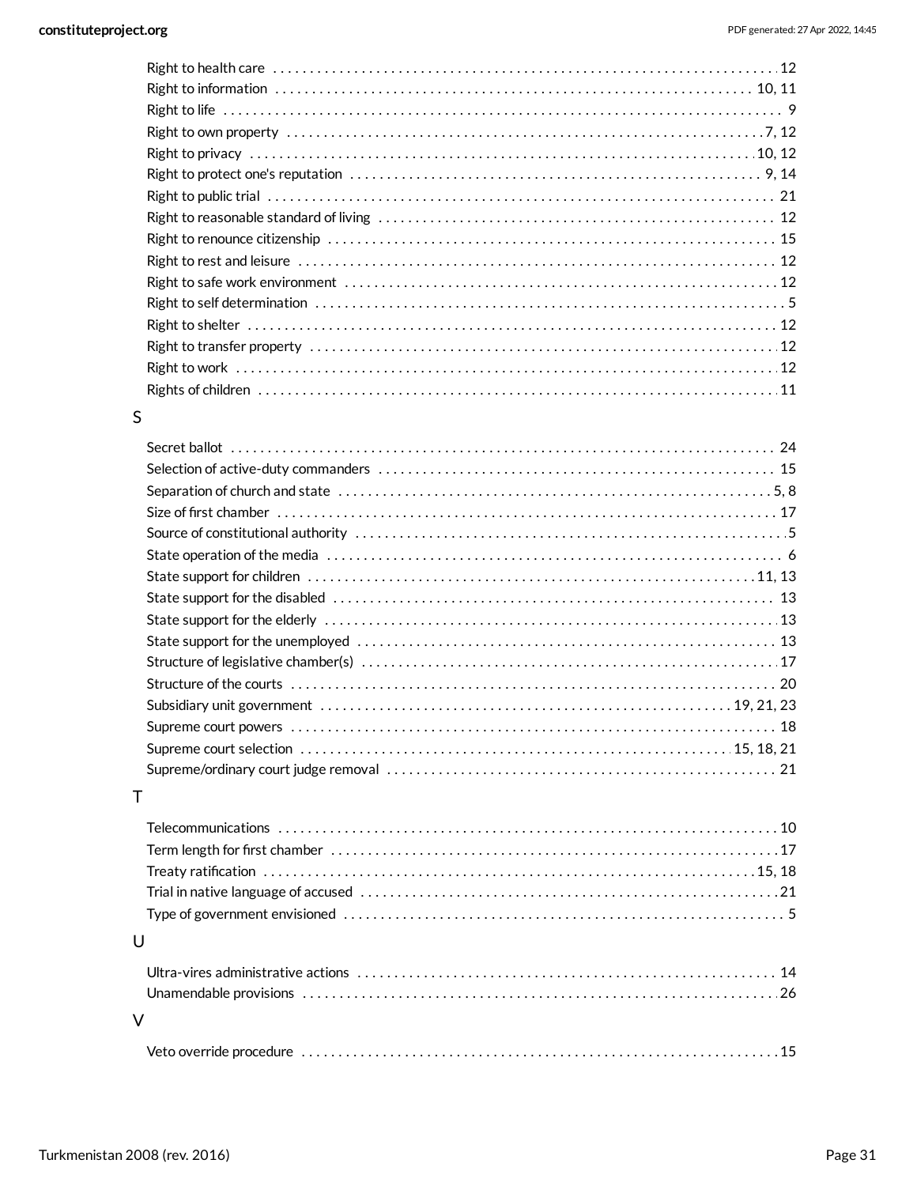Right to health care . . . . . . . . . . . . . . . . . . . . . . . . . . . . . . . . . . . . . . . . . . . . . . . . . . . . . 12
Right to information . . . . . . . . . . . . . . . . . . . . . . . . . . . . . . . . . . . . . . . . . . . . . . . . . . . . 10, 11
Right to life . . . . . . . . . . . . . . . . . . . . . . . . . . . . . . . . . . . . . . . . . . . . . . . . . . . . . . . . . . 9
Right to own property . . . . . . . . . . . . . . . . . . . . . . . . . . . . . . . . . . . . . . . . . . . . . . . . . . 7, 12
Right to privacy . . . . . . . . . . . . . . . . . . . . . . . . . . . . . . . . . . . . . . . . . . . . . . . . . . . . . 10, 12
Right to protect one's reputation . . . . . . . . . . . . . . . . . . . . . . . . . . . . . . . . . . . . . . . . . . . 9, 14
Right to public trial . . . . . . . . . . . . . . . . . . . . . . . . . . . . . . . . . . . . . . . . . . . . . . . . . . . . 21
Right to reasonable standard of living . . . . . . . . . . . . . . . . . . . . . . . . . . . . . . . . . . . . . . . . 12
Right to renounce citizenship . . . . . . . . . . . . . . . . . . . . . . . . . . . . . . . . . . . . . . . . . . . . . . 15
Right to rest and leisure . . . . . . . . . . . . . . . . . . . . . . . . . . . . . . . . . . . . . . . . . . . . . . . . . 12
Right to safe work environment . . . . . . . . . . . . . . . . . . . . . . . . . . . . . . . . . . . . . . . . . . . . 12
Right to self determination . . . . . . . . . . . . . . . . . . . . . . . . . . . . . . . . . . . . . . . . . . . . . . . . 5
Right to shelter . . . . . . . . . . . . . . . . . . . . . . . . . . . . . . . . . . . . . . . . . . . . . . . . . . . . . . . 12
Right to transfer property . . . . . . . . . . . . . . . . . . . . . . . . . . . . . . . . . . . . . . . . . . . . . . . . 12
Right to work . . . . . . . . . . . . . . . . . . . . . . . . . . . . . . . . . . . . . . . . . . . . . . . . . . . . . . . . 12
Rights of children . . . . . . . . . . . . . . . . . . . . . . . . . . . . . . . . . . . . . . . . . . . . . . . . . . . . . 11

## S

Secret ballot . . . . . . . . . . . . . . . . . . . . . . . . . . . . . . . . . . . . . . . . . . . . . . . . . . . . . . . . 24
Selection of active-duty commanders . . . . . . . . . . . . . . . . . . . . . . . . . . . . . . . . . . . . . . . . 15
Separation of church and state . . . . . . . . . . . . . . . . . . . . . . . . . . . . . . . . . . . . . . . . . . . . 5, 8
Size of first chamber . . . . . . . . . . . . . . . . . . . . . . . . . . . . . . . . . . . . . . . . . . . . . . . . . . . 17
Source of constitutional authority . . . . . . . . . . . . . . . . . . . . . . . . . . . . . . . . . . . . . . . . . . . 5
State operation of the media . . . . . . . . . . . . . . . . . . . . . . . . . . . . . . . . . . . . . . . . . . . . . . 6
State support for children . . . . . . . . . . . . . . . . . . . . . . . . . . . . . . . . . . . . . . . . . . . . . . 11, 13
State support for the disabled . . . . . . . . . . . . . . . . . . . . . . . . . . . . . . . . . . . . . . . . . . . . . 13
State support for the elderly . . . . . . . . . . . . . . . . . . . . . . . . . . . . . . . . . . . . . . . . . . . . . . 13
State support for the unemployed . . . . . . . . . . . . . . . . . . . . . . . . . . . . . . . . . . . . . . . . . . 13
Structure of legislative chamber(s) . . . . . . . . . . . . . . . . . . . . . . . . . . . . . . . . . . . . . . . . . . 17
Structure of the courts . . . . . . . . . . . . . . . . . . . . . . . . . . . . . . . . . . . . . . . . . . . . . . . . . . 20
Subsidiary unit government . . . . . . . . . . . . . . . . . . . . . . . . . . . . . . . . . . . . . . . . . . . 19, 21, 23
Supreme court powers . . . . . . . . . . . . . . . . . . . . . . . . . . . . . . . . . . . . . . . . . . . . . . . . . . 18
Supreme court selection . . . . . . . . . . . . . . . . . . . . . . . . . . . . . . . . . . . . . . . . . . . . . 15, 18, 21
Supreme/ordinary court judge removal . . . . . . . . . . . . . . . . . . . . . . . . . . . . . . . . . . . . . . . 21

## T

Telecommunications . . . . . . . . . . . . . . . . . . . . . . . . . . . . . . . . . . . . . . . . . . . . . . . . . . . 10
Term length for first chamber . . . . . . . . . . . . . . . . . . . . . . . . . . . . . . . . . . . . . . . . . . . . . 17
Treaty ratification . . . . . . . . . . . . . . . . . . . . . . . . . . . . . . . . . . . . . . . . . . . . . . . . . . . 15, 18
Trial in native language of accused . . . . . . . . . . . . . . . . . . . . . . . . . . . . . . . . . . . . . . . . . 21
Type of government envisioned . . . . . . . . . . . . . . . . . . . . . . . . . . . . . . . . . . . . . . . . . . . . . 5

## U

Ultra-vires administrative actions . . . . . . . . . . . . . . . . . . . . . . . . . . . . . . . . . . . . . . . . . . . 14
Unamendable provisions . . . . . . . . . . . . . . . . . . . . . . . . . . . . . . . . . . . . . . . . . . . . . . . . . 26

## V

Veto override procedure . . . . . . . . . . . . . . . . . . . . . . . . . . . . . . . . . . . . . . . . . . . . . . . . . 15